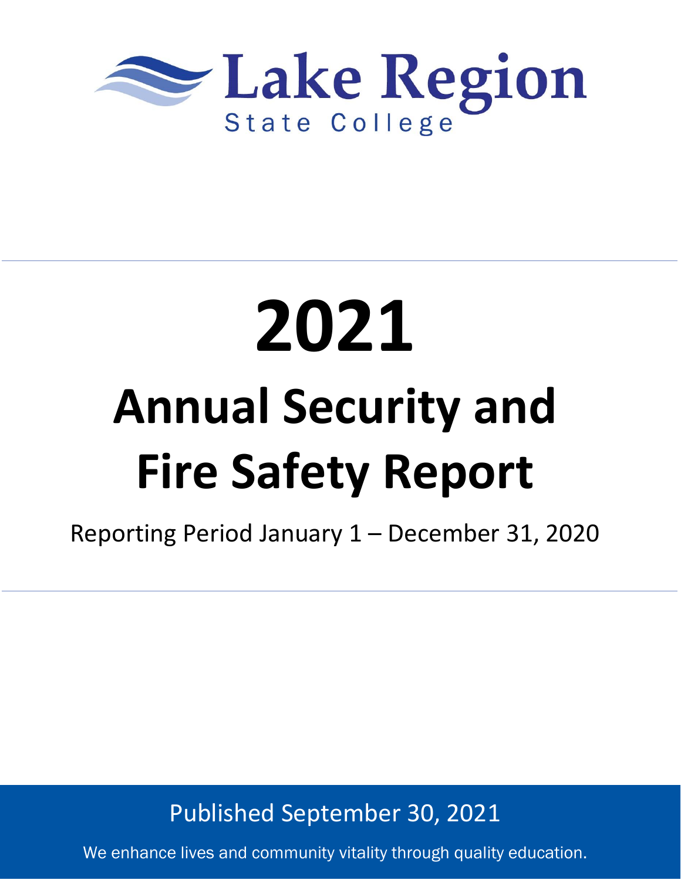Lake Region

State College

# 2021

# Annual Security and Fire Safety Report

Reporting Period January 1 – December 31, 2020

Published September 30, 2021

We enhance lives and community vitality through quality education.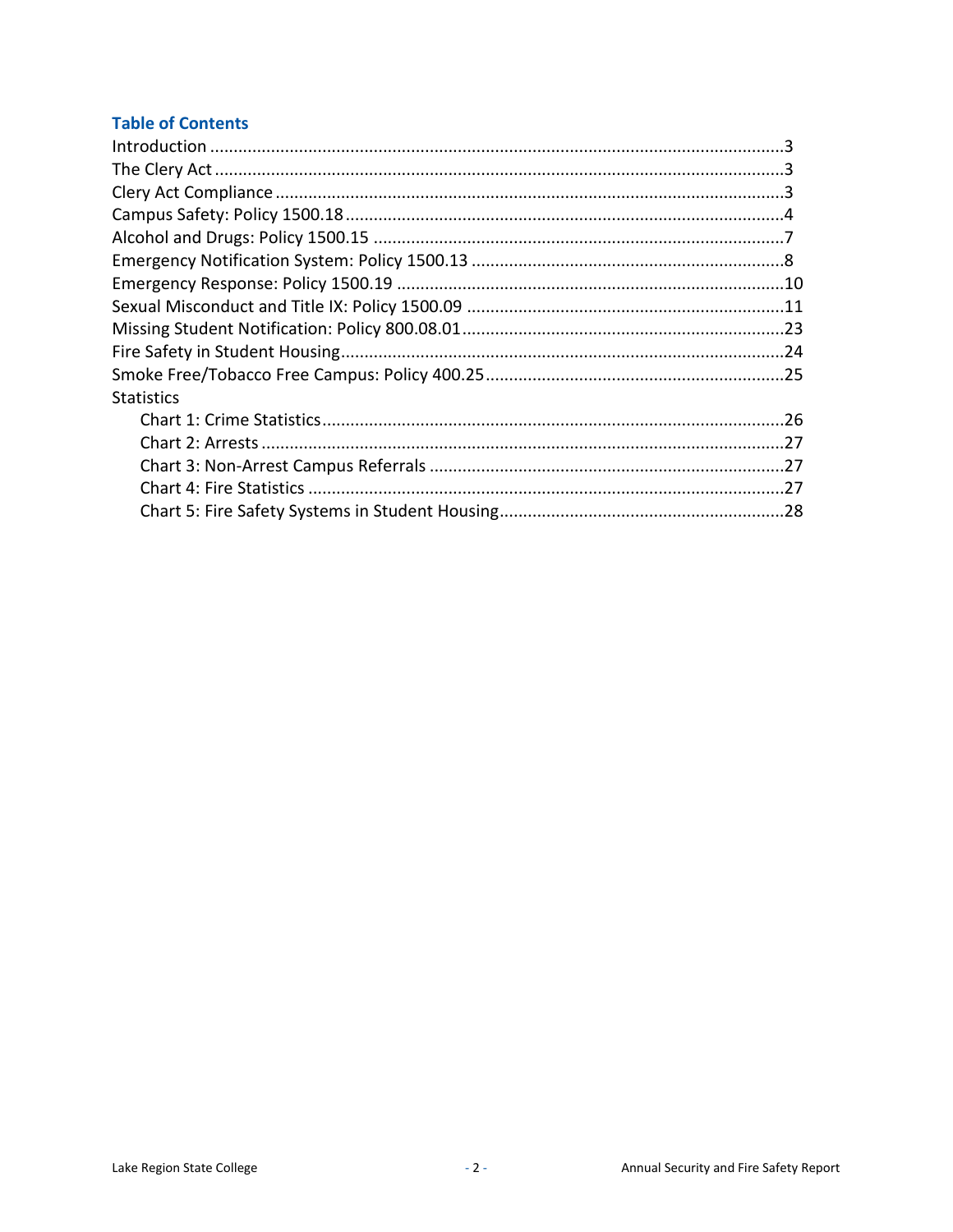## Table of Contents

Introduction ..........................................................................................................3
The Clery Act .........................................................................................................3
Clery Act Compliance ............................................................................................3
Campus Safety: Policy 1500.18 ..............................................................................4
Alcohol and Drugs: Policy 1500.15 ........................................................................7
Emergency Notification System: Policy 1500.13 ....................................................8
Emergency Response: Policy 1500.19 ...................................................................10
Sexual Misconduct and Title IX: Policy 1500.09 ....................................................11
Missing Student Notification: Policy 800.08.01 .....................................................23
Fire Safety in Student Housing ...............................................................................24
Smoke Free/Tobacco Free Campus: Policy 400.25 .................................................25
Statistics

- Chart 1: Crime Statistics ..................................................................................26
- Chart 2: Arrests ...............................................................................................27
- Chart 3: Non-Arrest Campus Referrals ............................................................27
- Chart 4: Fire Statistics .....................................................................................27
- Chart 5: Fire Safety Systems in Student Housing ............................................28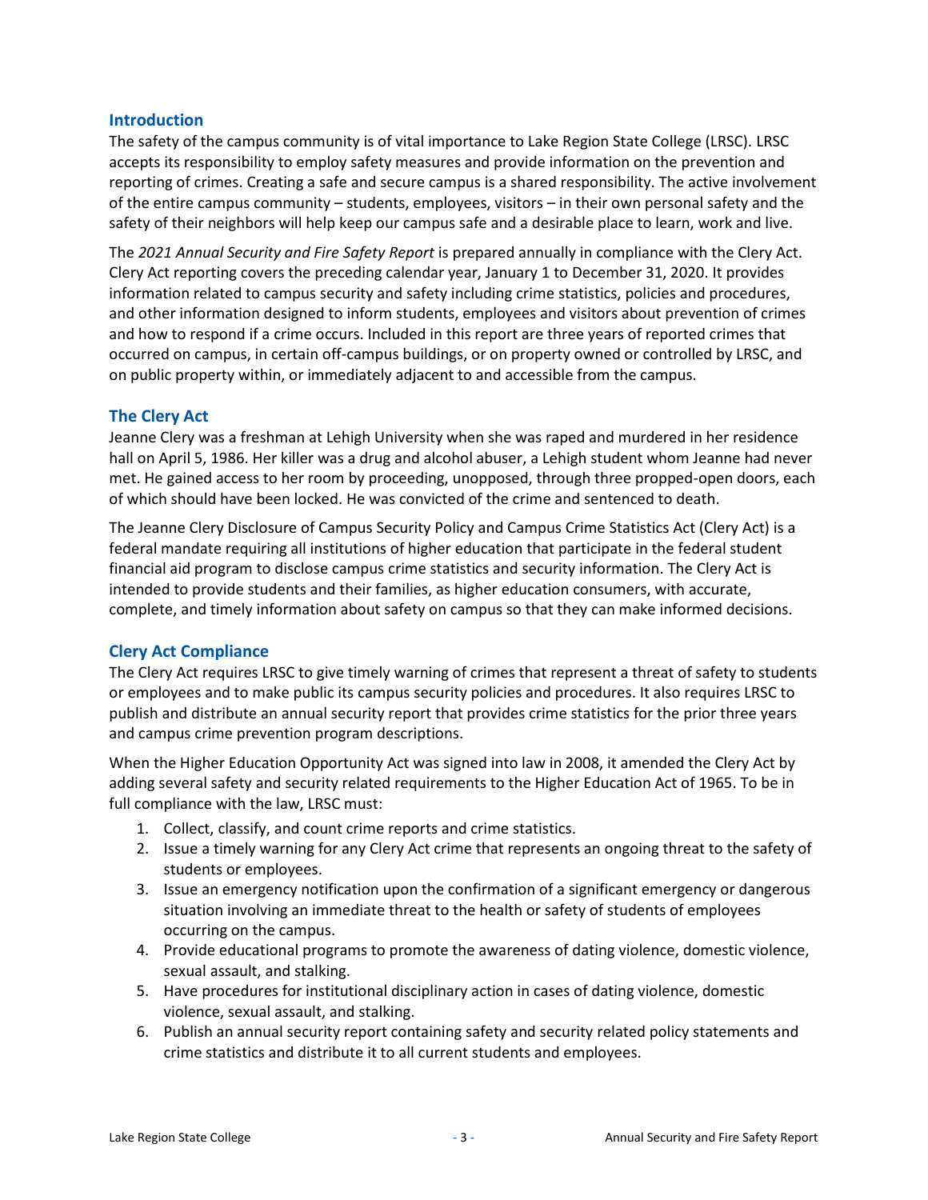## Introduction

The safety of the campus community is of vital importance to Lake Region State College (LRSC). LRSC accepts its responsibility to employ safety measures and provide information on the prevention and reporting of crimes. Creating a safe and secure campus is a shared responsibility. The active involvement of the entire campus community – students, employees, visitors – in their own personal safety and the safety of their neighbors will help keep our campus safe and a desirable place to learn, work and live.

The *2021 Annual Security and Fire Safety Report* is prepared annually in compliance with the Clery Act. Clery Act reporting covers the preceding calendar year, January 1 to December 31, 2020. It provides information related to campus security and safety including crime statistics, policies and procedures, and other information designed to inform students, employees and visitors about prevention of crimes and how to respond if a crime occurs. Included in this report are three years of reported crimes that occurred on campus, in certain off-campus buildings, or on property owned or controlled by LRSC, and on public property within, or immediately adjacent to and accessible from the campus.

## The Clery Act

Jeanne Clery was a freshman at Lehigh University when she was raped and murdered in her residence hall on April 5, 1986. Her killer was a drug and alcohol abuser, a Lehigh student whom Jeanne had never met. He gained access to her room by proceeding, unopposed, through three propped-open doors, each of which should have been locked. He was convicted of the crime and sentenced to death.

The Jeanne Clery Disclosure of Campus Security Policy and Campus Crime Statistics Act (Clery Act) is a federal mandate requiring all institutions of higher education that participate in the federal student financial aid program to disclose campus crime statistics and security information. The Clery Act is intended to provide students and their families, as higher education consumers, with accurate, complete, and timely information about safety on campus so that they can make informed decisions.

## Clery Act Compliance

The Clery Act requires LRSC to give timely warning of crimes that represent a threat of safety to students or employees and to make public its campus security policies and procedures. It also requires LRSC to publish and distribute an annual security report that provides crime statistics for the prior three years and campus crime prevention program descriptions.

When the Higher Education Opportunity Act was signed into law in 2008, it amended the Clery Act by adding several safety and security related requirements to the Higher Education Act of 1965. To be in full compliance with the law, LRSC must:

1. Collect, classify, and count crime reports and crime statistics.
2. Issue a timely warning for any Clery Act crime that represents an ongoing threat to the safety of students or employees.
3. Issue an emergency notification upon the confirmation of a significant emergency or dangerous situation involving an immediate threat to the health or safety of students of employees occurring on the campus.
4. Provide educational programs to promote the awareness of dating violence, domestic violence, sexual assault, and stalking.
5. Have procedures for institutional disciplinary action in cases of dating violence, domestic violence, sexual assault, and stalking.
6. Publish an annual security report containing safety and security related policy statements and crime statistics and distribute it to all current students and employees.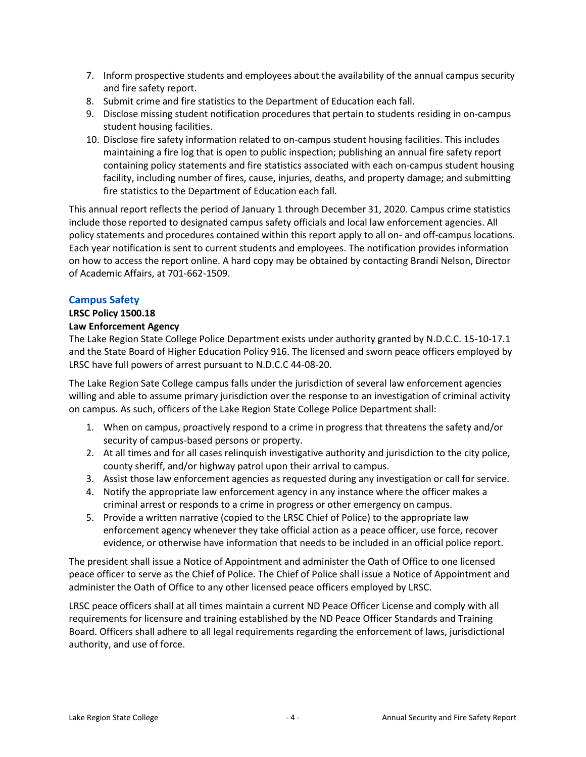7. Inform prospective students and employees about the availability of the annual campus security and fire safety report.
8. Submit crime and fire statistics to the Department of Education each fall.
9. Disclose missing student notification procedures that pertain to students residing in on-campus student housing facilities.
10. Disclose fire safety information related to on-campus student housing facilities. This includes maintaining a fire log that is open to public inspection; publishing an annual fire safety report containing policy statements and fire statistics associated with each on-campus student housing facility, including number of fires, cause, injuries, deaths, and property damage; and submitting fire statistics to the Department of Education each fall.

This annual report reflects the period of January 1 through December 31, 2020. Campus crime statistics include those reported to designated campus safety officials and local law enforcement agencies. All policy statements and procedures contained within this report apply to all on- and off-campus locations. Each year notification is sent to current students and employees. The notification provides information on how to access the report online. A hard copy may be obtained by contacting Brandi Nelson, Director of Academic Affairs, at 701-662-1509.

## Campus Safety

**LRSC Policy 1500.18**

**Law Enforcement Agency**

The Lake Region State College Police Department exists under authority granted by N.D.C.C. 15-10-17.1 and the State Board of Higher Education Policy 916. The licensed and sworn peace officers employed by LRSC have full powers of arrest pursuant to N.D.C.C 44-08-20.

The Lake Region Sate College campus falls under the jurisdiction of several law enforcement agencies willing and able to assume primary jurisdiction over the response to an investigation of criminal activity on campus. As such, officers of the Lake Region State College Police Department shall:

1. When on campus, proactively respond to a crime in progress that threatens the safety and/or security of campus-based persons or property.
2. At all times and for all cases relinquish investigative authority and jurisdiction to the city police, county sheriff, and/or highway patrol upon their arrival to campus.
3. Assist those law enforcement agencies as requested during any investigation or call for service.
4. Notify the appropriate law enforcement agency in any instance where the officer makes a criminal arrest or responds to a crime in progress or other emergency on campus.
5. Provide a written narrative (copied to the LRSC Chief of Police) to the appropriate law enforcement agency whenever they take official action as a peace officer, use force, recover evidence, or otherwise have information that needs to be included in an official police report.

The president shall issue a Notice of Appointment and administer the Oath of Office to one licensed peace officer to serve as the Chief of Police. The Chief of Police shall issue a Notice of Appointment and administer the Oath of Office to any other licensed peace officers employed by LRSC.

LRSC peace officers shall at all times maintain a current ND Peace Officer License and comply with all requirements for licensure and training established by the ND Peace Officer Standards and Training Board. Officers shall adhere to all legal requirements regarding the enforcement of laws, jurisdictional authority, and use of force.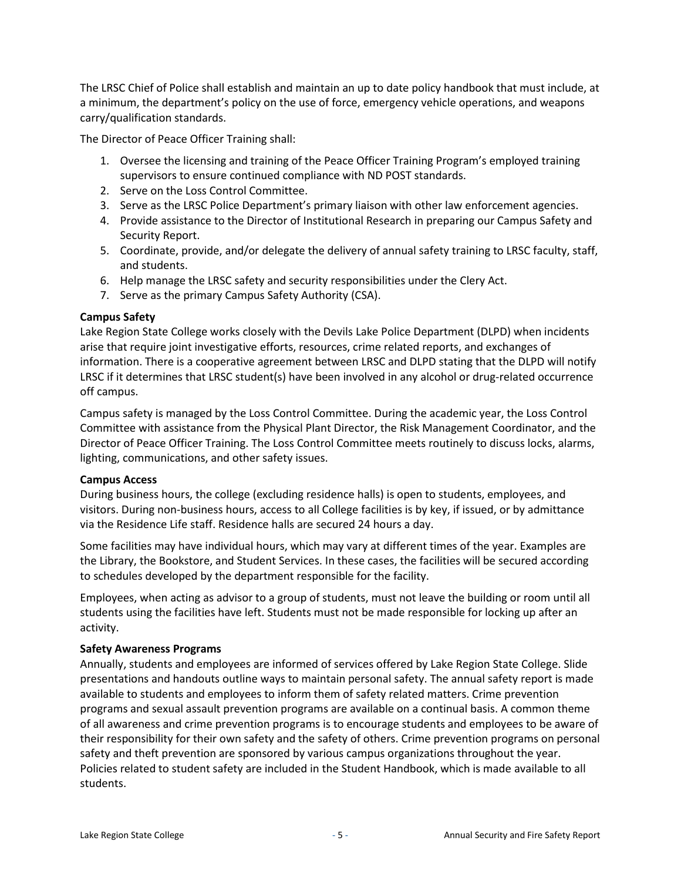The LRSC Chief of Police shall establish and maintain an up to date policy handbook that must include, at a minimum, the department's policy on the use of force, emergency vehicle operations, and weapons carry/qualification standards.

The Director of Peace Officer Training shall:

1. Oversee the licensing and training of the Peace Officer Training Program's employed training supervisors to ensure continued compliance with ND POST standards.
2. Serve on the Loss Control Committee.
3. Serve as the LRSC Police Department's primary liaison with other law enforcement agencies.
4. Provide assistance to the Director of Institutional Research in preparing our Campus Safety and Security Report.
5. Coordinate, provide, and/or delegate the delivery of annual safety training to LRSC faculty, staff, and students.
6. Help manage the LRSC safety and security responsibilities under the Clery Act.
7. Serve as the primary Campus Safety Authority (CSA).

**Campus Safety**

Lake Region State College works closely with the Devils Lake Police Department (DLPD) when incidents arise that require joint investigative efforts, resources, crime related reports, and exchanges of information. There is a cooperative agreement between LRSC and DLPD stating that the DLPD will notify LRSC if it determines that LRSC student(s) have been involved in any alcohol or drug-related occurrence off campus.

Campus safety is managed by the Loss Control Committee. During the academic year, the Loss Control Committee with assistance from the Physical Plant Director, the Risk Management Coordinator, and the Director of Peace Officer Training. The Loss Control Committee meets routinely to discuss locks, alarms, lighting, communications, and other safety issues.

**Campus Access**

During business hours, the college (excluding residence halls) is open to students, employees, and visitors. During non-business hours, access to all College facilities is by key, if issued, or by admittance via the Residence Life staff. Residence halls are secured 24 hours a day.

Some facilities may have individual hours, which may vary at different times of the year. Examples are the Library, the Bookstore, and Student Services. In these cases, the facilities will be secured according to schedules developed by the department responsible for the facility.

Employees, when acting as advisor to a group of students, must not leave the building or room until all students using the facilities have left. Students must not be made responsible for locking up after an activity.

**Safety Awareness Programs**

Annually, students and employees are informed of services offered by Lake Region State College. Slide presentations and handouts outline ways to maintain personal safety. The annual safety report is made available to students and employees to inform them of safety related matters. Crime prevention programs and sexual assault prevention programs are available on a continual basis. A common theme of all awareness and crime prevention programs is to encourage students and employees to be aware of their responsibility for their own safety and the safety of others. Crime prevention programs on personal safety and theft prevention are sponsored by various campus organizations throughout the year. Policies related to student safety are included in the Student Handbook, which is made available to all students.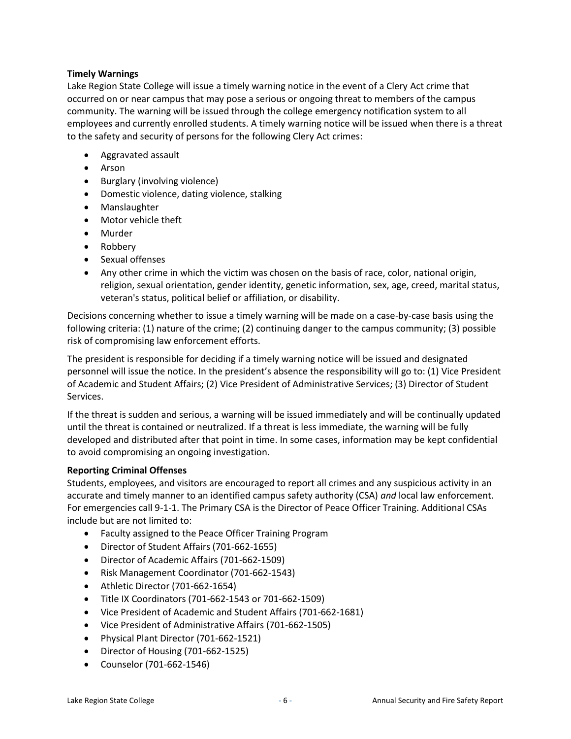**Timely Warnings**

Lake Region State College will issue a timely warning notice in the event of a Clery Act crime that occurred on or near campus that may pose a serious or ongoing threat to members of the campus community. The warning will be issued through the college emergency notification system to all employees and currently enrolled students. A timely warning notice will be issued when there is a threat to the safety and security of persons for the following Clery Act crimes:

- Aggravated assault
- Arson
- Burglary (involving violence)
- Domestic violence, dating violence, stalking
- Manslaughter
- Motor vehicle theft
- Murder
- Robbery
- Sexual offenses
- Any other crime in which the victim was chosen on the basis of race, color, national origin, religion, sexual orientation, gender identity, genetic information, sex, age, creed, marital status, veteran's status, political belief or affiliation, or disability.

Decisions concerning whether to issue a timely warning will be made on a case-by-case basis using the following criteria: (1) nature of the crime; (2) continuing danger to the campus community; (3) possible risk of compromising law enforcement efforts.

The president is responsible for deciding if a timely warning notice will be issued and designated personnel will issue the notice. In the president's absence the responsibility will go to: (1) Vice President of Academic and Student Affairs; (2) Vice President of Administrative Services; (3) Director of Student Services.

If the threat is sudden and serious, a warning will be issued immediately and will be continually updated until the threat is contained or neutralized. If a threat is less immediate, the warning will be fully developed and distributed after that point in time. In some cases, information may be kept confidential to avoid compromising an ongoing investigation.

**Reporting Criminal Offenses**

Students, employees, and visitors are encouraged to report all crimes and any suspicious activity in an accurate and timely manner to an identified campus safety authority (CSA) *and* local law enforcement. For emergencies call 9-1-1. The Primary CSA is the Director of Peace Officer Training. Additional CSAs include but are not limited to:

- Faculty assigned to the Peace Officer Training Program
- Director of Student Affairs (701-662-1655)
- Director of Academic Affairs (701-662-1509)
- Risk Management Coordinator (701-662-1543)
- Athletic Director (701-662-1654)
- Title IX Coordinators (701-662-1543 or 701-662-1509)
- Vice President of Academic and Student Affairs (701-662-1681)
- Vice President of Administrative Affairs (701-662-1505)
- Physical Plant Director (701-662-1521)
- Director of Housing (701-662-1525)
- Counselor (701-662-1546)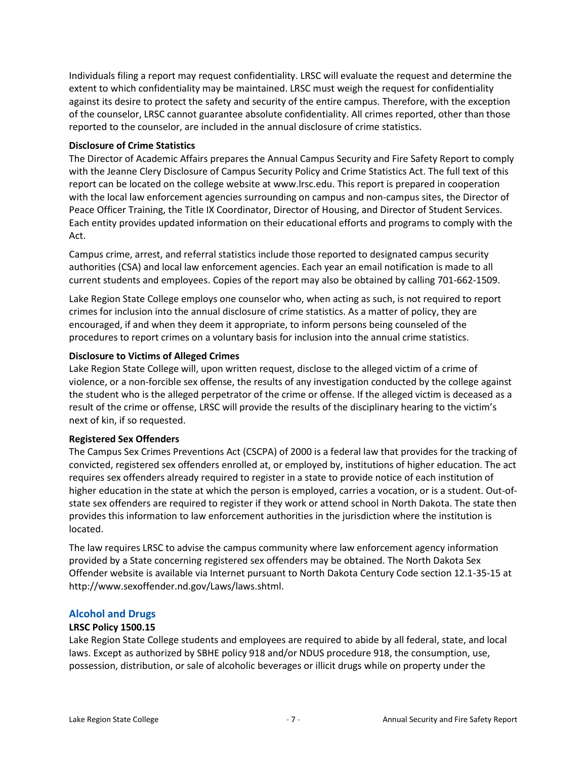Individuals filing a report may request confidentiality. LRSC will evaluate the request and determine the extent to which confidentiality may be maintained. LRSC must weigh the request for confidentiality against its desire to protect the safety and security of the entire campus. Therefore, with the exception of the counselor, LRSC cannot guarantee absolute confidentiality. All crimes reported, other than those reported to the counselor, are included in the annual disclosure of crime statistics.

**Disclosure of Crime Statistics**

The Director of Academic Affairs prepares the Annual Campus Security and Fire Safety Report to comply with the Jeanne Clery Disclosure of Campus Security Policy and Crime Statistics Act. The full text of this report can be located on the college website at www.lrsc.edu. This report is prepared in cooperation with the local law enforcement agencies surrounding on campus and non-campus sites, the Director of Peace Officer Training, the Title IX Coordinator, Director of Housing, and Director of Student Services. Each entity provides updated information on their educational efforts and programs to comply with the Act.

Campus crime, arrest, and referral statistics include those reported to designated campus security authorities (CSA) and local law enforcement agencies. Each year an email notification is made to all current students and employees. Copies of the report may also be obtained by calling 701-662-1509.

Lake Region State College employs one counselor who, when acting as such, is not required to report crimes for inclusion into the annual disclosure of crime statistics. As a matter of policy, they are encouraged, if and when they deem it appropriate, to inform persons being counseled of the procedures to report crimes on a voluntary basis for inclusion into the annual crime statistics.

**Disclosure to Victims of Alleged Crimes**

Lake Region State College will, upon written request, disclose to the alleged victim of a crime of violence, or a non-forcible sex offense, the results of any investigation conducted by the college against the student who is the alleged perpetrator of the crime or offense. If the alleged victim is deceased as a result of the crime or offense, LRSC will provide the results of the disciplinary hearing to the victim's next of kin, if so requested.

**Registered Sex Offenders**

The Campus Sex Crimes Preventions Act (CSCPA) of 2000 is a federal law that provides for the tracking of convicted, registered sex offenders enrolled at, or employed by, institutions of higher education. The act requires sex offenders already required to register in a state to provide notice of each institution of higher education in the state at which the person is employed, carries a vocation, or is a student. Out-of-state sex offenders are required to register if they work or attend school in North Dakota. The state then provides this information to law enforcement authorities in the jurisdiction where the institution is located.

The law requires LRSC to advise the campus community where law enforcement agency information provided by a State concerning registered sex offenders may be obtained. The North Dakota Sex Offender website is available via Internet pursuant to North Dakota Century Code section 12.1-35-15 at http://www.sexoffender.nd.gov/Laws/laws.shtml.

## Alcohol and Drugs

**LRSC Policy 1500.15**

Lake Region State College students and employees are required to abide by all federal, state, and local laws. Except as authorized by SBHE policy 918 and/or NDUS procedure 918, the consumption, use, possession, distribution, or sale of alcoholic beverages or illicit drugs while on property under the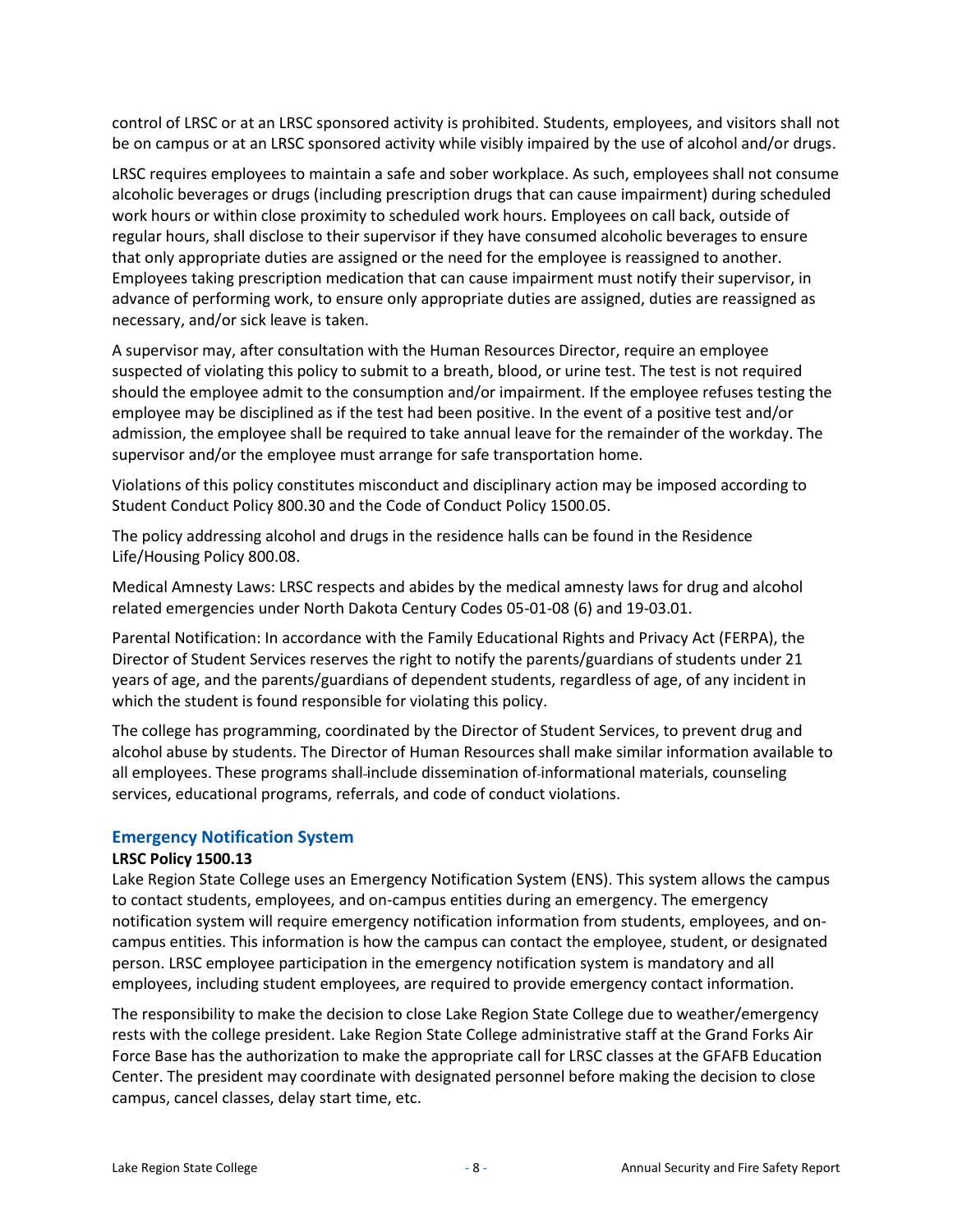control of LRSC or at an LRSC sponsored activity is prohibited. Students, employees, and visitors shall not be on campus or at an LRSC sponsored activity while visibly impaired by the use of alcohol and/or drugs.

LRSC requires employees to maintain a safe and sober workplace. As such, employees shall not consume alcoholic beverages or drugs (including prescription drugs that can cause impairment) during scheduled work hours or within close proximity to scheduled work hours. Employees on call back, outside of regular hours, shall disclose to their supervisor if they have consumed alcoholic beverages to ensure that only appropriate duties are assigned or the need for the employee is reassigned to another. Employees taking prescription medication that can cause impairment must notify their supervisor, in advance of performing work, to ensure only appropriate duties are assigned, duties are reassigned as necessary, and/or sick leave is taken.

A supervisor may, after consultation with the Human Resources Director, require an employee suspected of violating this policy to submit to a breath, blood, or urine test. The test is not required should the employee admit to the consumption and/or impairment. If the employee refuses testing the employee may be disciplined as if the test had been positive. In the event of a positive test and/or admission, the employee shall be required to take annual leave for the remainder of the workday. The supervisor and/or the employee must arrange for safe transportation home.

Violations of this policy constitutes misconduct and disciplinary action may be imposed according to Student Conduct Policy 800.30 and the Code of Conduct Policy 1500.05.

The policy addressing alcohol and drugs in the residence halls can be found in the Residence Life/Housing Policy 800.08.

Medical Amnesty Laws: LRSC respects and abides by the medical amnesty laws for drug and alcohol related emergencies under North Dakota Century Codes 05-01-08 (6) and 19-03.01.

Parental Notification: In accordance with the Family Educational Rights and Privacy Act (FERPA), the Director of Student Services reserves the right to notify the parents/guardians of students under 21 years of age, and the parents/guardians of dependent students, regardless of age, of any incident in which the student is found responsible for violating this policy.

The college has programming, coordinated by the Director of Student Services, to prevent drug and alcohol abuse by students. The Director of Human Resources shall make similar information available to all employees. These programs shall include dissemination of informational materials, counseling services, educational programs, referrals, and code of conduct violations.

## Emergency Notification System

**LRSC Policy 1500.13**

Lake Region State College uses an Emergency Notification System (ENS). This system allows the campus to contact students, employees, and on-campus entities during an emergency. The emergency notification system will require emergency notification information from students, employees, and on-campus entities. This information is how the campus can contact the employee, student, or designated person. LRSC employee participation in the emergency notification system is mandatory and all employees, including student employees, are required to provide emergency contact information.

The responsibility to make the decision to close Lake Region State College due to weather/emergency rests with the college president. Lake Region State College administrative staff at the Grand Forks Air Force Base has the authorization to make the appropriate call for LRSC classes at the GFAFB Education Center. The president may coordinate with designated personnel before making the decision to close campus, cancel classes, delay start time, etc.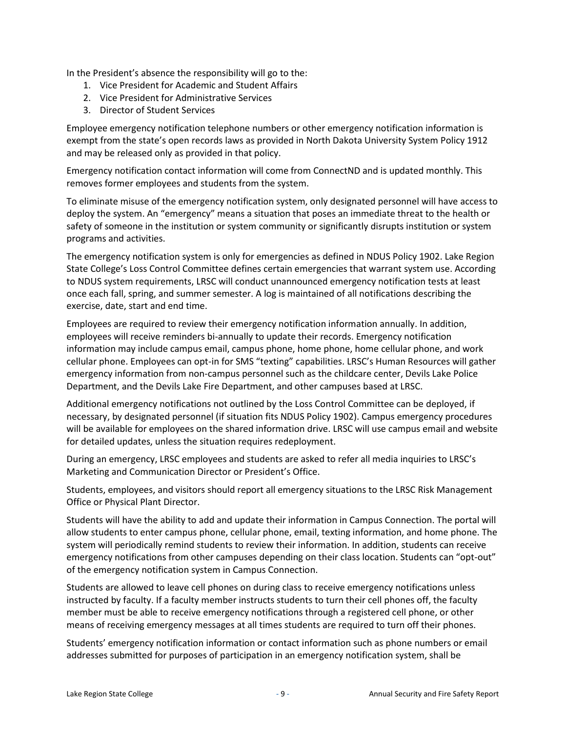In the President's absence the responsibility will go to the:

1. Vice President for Academic and Student Affairs
2. Vice President for Administrative Services
3. Director of Student Services

Employee emergency notification telephone numbers or other emergency notification information is exempt from the state's open records laws as provided in North Dakota University System Policy 1912 and may be released only as provided in that policy.

Emergency notification contact information will come from ConnectND and is updated monthly. This removes former employees and students from the system.

To eliminate misuse of the emergency notification system, only designated personnel will have access to deploy the system. An "emergency" means a situation that poses an immediate threat to the health or safety of someone in the institution or system community or significantly disrupts institution or system programs and activities.

The emergency notification system is only for emergencies as defined in NDUS Policy 1902. Lake Region State College's Loss Control Committee defines certain emergencies that warrant system use. According to NDUS system requirements, LRSC will conduct unannounced emergency notification tests at least once each fall, spring, and summer semester. A log is maintained of all notifications describing the exercise, date, start and end time.

Employees are required to review their emergency notification information annually. In addition, employees will receive reminders bi-annually to update their records. Emergency notification information may include campus email, campus phone, home phone, home cellular phone, and work cellular phone. Employees can opt-in for SMS "texting" capabilities. LRSC's Human Resources will gather emergency information from non-campus personnel such as the childcare center, Devils Lake Police Department, and the Devils Lake Fire Department, and other campuses based at LRSC.

Additional emergency notifications not outlined by the Loss Control Committee can be deployed, if necessary, by designated personnel (if situation fits NDUS Policy 1902). Campus emergency procedures will be available for employees on the shared information drive. LRSC will use campus email and website for detailed updates, unless the situation requires redeployment.

During an emergency, LRSC employees and students are asked to refer all media inquiries to LRSC's Marketing and Communication Director or President's Office.

Students, employees, and visitors should report all emergency situations to the LRSC Risk Management Office or Physical Plant Director.

Students will have the ability to add and update their information in Campus Connection. The portal will allow students to enter campus phone, cellular phone, email, texting information, and home phone. The system will periodically remind students to review their information. In addition, students can receive emergency notifications from other campuses depending on their class location. Students can "opt-out" of the emergency notification system in Campus Connection.

Students are allowed to leave cell phones on during class to receive emergency notifications unless instructed by faculty. If a faculty member instructs students to turn their cell phones off, the faculty member must be able to receive emergency notifications through a registered cell phone, or other means of receiving emergency messages at all times students are required to turn off their phones.

Students' emergency notification information or contact information such as phone numbers or email addresses submitted for purposes of participation in an emergency notification system, shall be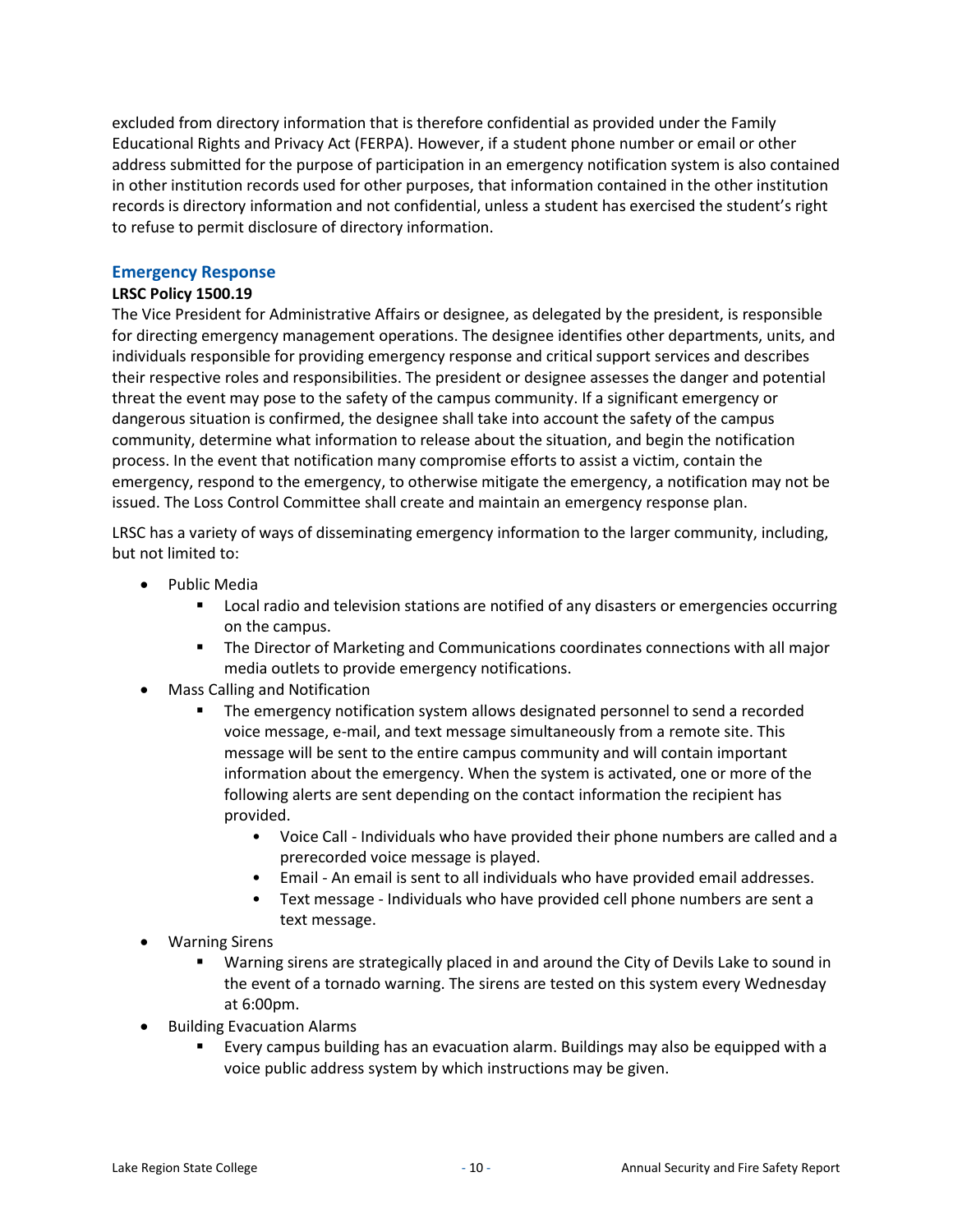excluded from directory information that is therefore confidential as provided under the Family Educational Rights and Privacy Act (FERPA). However, if a student phone number or email or other address submitted for the purpose of participation in an emergency notification system is also contained in other institution records used for other purposes, that information contained in the other institution records is directory information and not confidential, unless a student has exercised the student's right to refuse to permit disclosure of directory information.

## Emergency Response

**LRSC Policy 1500.19**

The Vice President for Administrative Affairs or designee, as delegated by the president, is responsible for directing emergency management operations. The designee identifies other departments, units, and individuals responsible for providing emergency response and critical support services and describes their respective roles and responsibilities. The president or designee assesses the danger and potential threat the event may pose to the safety of the campus community. If a significant emergency or dangerous situation is confirmed, the designee shall take into account the safety of the campus community, determine what information to release about the situation, and begin the notification process. In the event that notification many compromise efforts to assist a victim, contain the emergency, respond to the emergency, to otherwise mitigate the emergency, a notification may not be issued. The Loss Control Committee shall create and maintain an emergency response plan.

LRSC has a variety of ways of disseminating emergency information to the larger community, including, but not limited to:

- Public Media
  - Local radio and television stations are notified of any disasters or emergencies occurring on the campus.
  - The Director of Marketing and Communications coordinates connections with all major media outlets to provide emergency notifications.
- Mass Calling and Notification
  - The emergency notification system allows designated personnel to send a recorded voice message, e-mail, and text message simultaneously from a remote site. This message will be sent to the entire campus community and will contain important information about the emergency. When the system is activated, one or more of the following alerts are sent depending on the contact information the recipient has provided.
    - Voice Call - Individuals who have provided their phone numbers are called and a prerecorded voice message is played.
    - Email - An email is sent to all individuals who have provided email addresses.
    - Text message - Individuals who have provided cell phone numbers are sent a text message.
- Warning Sirens
  - Warning sirens are strategically placed in and around the City of Devils Lake to sound in the event of a tornado warning. The sirens are tested on this system every Wednesday at 6:00pm.
- Building Evacuation Alarms
  - Every campus building has an evacuation alarm. Buildings may also be equipped with a voice public address system by which instructions may be given.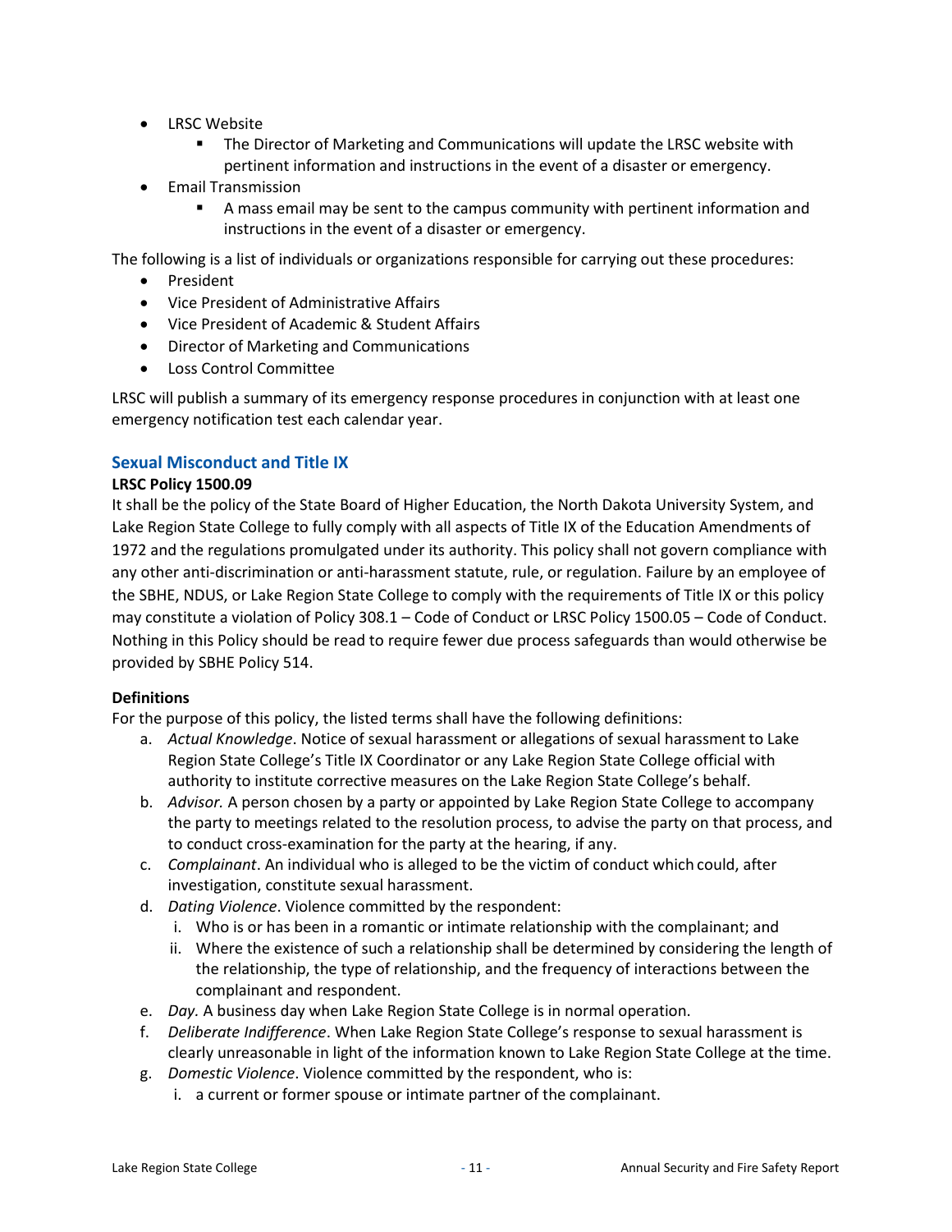- LRSC Website
  - The Director of Marketing and Communications will update the LRSC website with pertinent information and instructions in the event of a disaster or emergency.
- Email Transmission
  - A mass email may be sent to the campus community with pertinent information and instructions in the event of a disaster or emergency.

The following is a list of individuals or organizations responsible for carrying out these procedures:

- President
- Vice President of Administrative Affairs
- Vice President of Academic & Student Affairs
- Director of Marketing and Communications
- Loss Control Committee

LRSC will publish a summary of its emergency response procedures in conjunction with at least one emergency notification test each calendar year.

## Sexual Misconduct and Title IX

**LRSC Policy 1500.09**

It shall be the policy of the State Board of Higher Education, the North Dakota University System, and Lake Region State College to fully comply with all aspects of Title IX of the Education Amendments of 1972 and the regulations promulgated under its authority. This policy shall not govern compliance with any other anti-discrimination or anti-harassment statute, rule, or regulation. Failure by an employee of the SBHE, NDUS, or Lake Region State College to comply with the requirements of Title IX or this policy may constitute a violation of Policy 308.1 – Code of Conduct or LRSC Policy 1500.05 – Code of Conduct. Nothing in this Policy should be read to require fewer due process safeguards than would otherwise be provided by SBHE Policy 514.

**Definitions**

For the purpose of this policy, the listed terms shall have the following definitions:

a. *Actual Knowledge*. Notice of sexual harassment or allegations of sexual harassment to Lake Region State College's Title IX Coordinator or any Lake Region State College official with authority to institute corrective measures on the Lake Region State College's behalf.
b. *Advisor.* A person chosen by a party or appointed by Lake Region State College to accompany the party to meetings related to the resolution process, to advise the party on that process, and to conduct cross-examination for the party at the hearing, if any.
c. *Complainant*. An individual who is alleged to be the victim of conduct which could, after investigation, constitute sexual harassment.
d. *Dating Violence*. Violence committed by the respondent:
   i. Who is or has been in a romantic or intimate relationship with the complainant; and
   ii. Where the existence of such a relationship shall be determined by considering the length of the relationship, the type of relationship, and the frequency of interactions between the complainant and respondent.
e. *Day.* A business day when Lake Region State College is in normal operation.
f. *Deliberate Indifference*. When Lake Region State College's response to sexual harassment is clearly unreasonable in light of the information known to Lake Region State College at the time.
g. *Domestic Violence*. Violence committed by the respondent, who is:
   i. a current or former spouse or intimate partner of the complainant.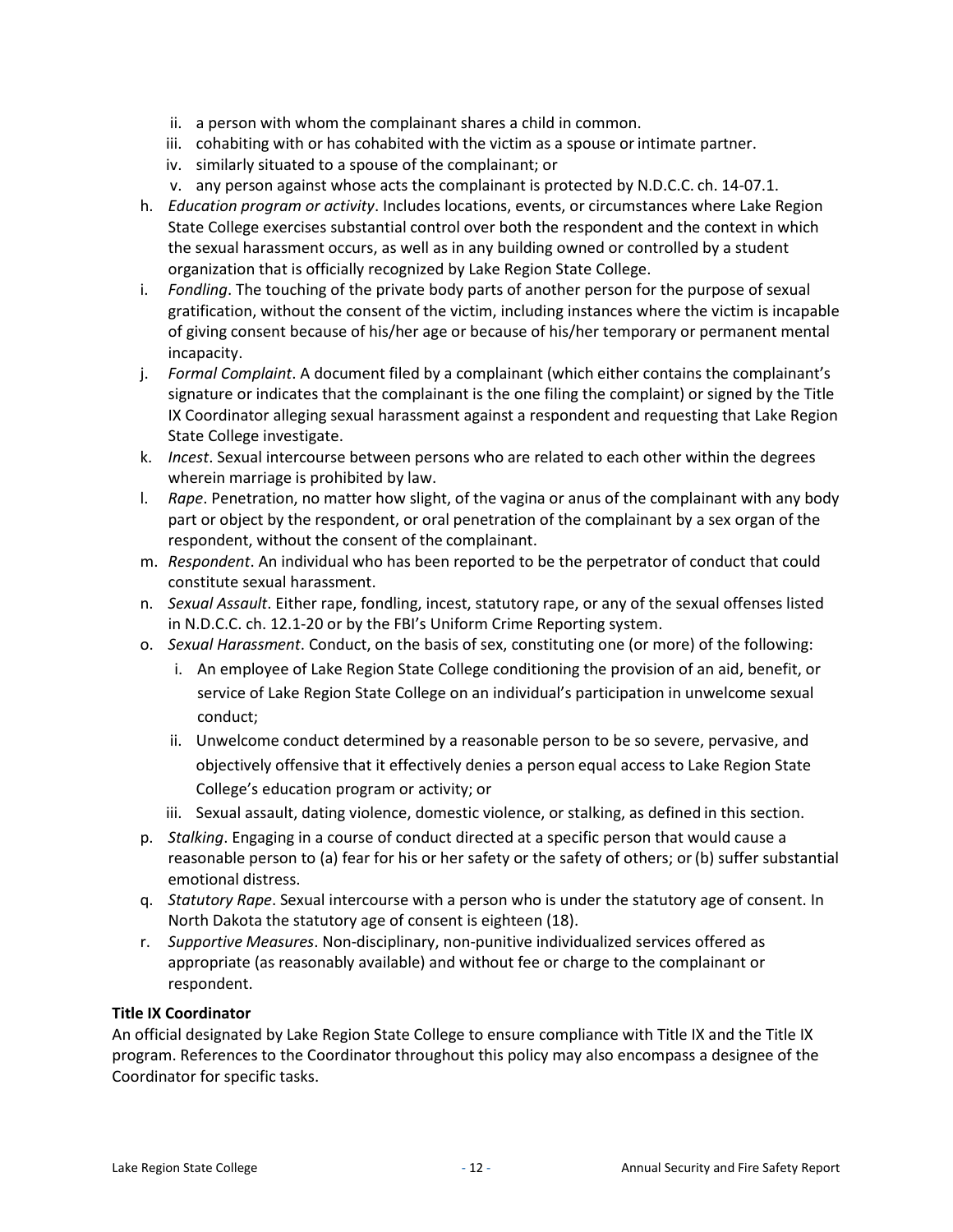ii. a person with whom the complainant shares a child in common.
   iii. cohabiting with or has cohabited with the victim as a spouse or intimate partner.
   iv. similarly situated to a spouse of the complainant; or
   v. any person against whose acts the complainant is protected by N.D.C.C. ch. 14-07.1.

h. *Education program or activity*. Includes locations, events, or circumstances where Lake Region State College exercises substantial control over both the respondent and the context in which the sexual harassment occurs, as well as in any building owned or controlled by a student organization that is officially recognized by Lake Region State College.
i. *Fondling*. The touching of the private body parts of another person for the purpose of sexual gratification, without the consent of the victim, including instances where the victim is incapable of giving consent because of his/her age or because of his/her temporary or permanent mental incapacity.
j. *Formal Complaint*. A document filed by a complainant (which either contains the complainant's signature or indicates that the complainant is the one filing the complaint) or signed by the Title IX Coordinator alleging sexual harassment against a respondent and requesting that Lake Region State College investigate.
k. *Incest*. Sexual intercourse between persons who are related to each other within the degrees wherein marriage is prohibited by law.
l. *Rape*. Penetration, no matter how slight, of the vagina or anus of the complainant with any body part or object by the respondent, or oral penetration of the complainant by a sex organ of the respondent, without the consent of the complainant.
m. *Respondent*. An individual who has been reported to be the perpetrator of conduct that could constitute sexual harassment.
n. *Sexual Assault*. Either rape, fondling, incest, statutory rape, or any of the sexual offenses listed in N.D.C.C. ch. 12.1-20 or by the FBI's Uniform Crime Reporting system.
o. *Sexual Harassment*. Conduct, on the basis of sex, constituting one (or more) of the following:
   i. An employee of Lake Region State College conditioning the provision of an aid, benefit, or service of Lake Region State College on an individual's participation in unwelcome sexual conduct;
   ii. Unwelcome conduct determined by a reasonable person to be so severe, pervasive, and objectively offensive that it effectively denies a person equal access to Lake Region State College's education program or activity; or
   iii. Sexual assault, dating violence, domestic violence, or stalking, as defined in this section.
p. *Stalking*. Engaging in a course of conduct directed at a specific person that would cause a reasonable person to (a) fear for his or her safety or the safety of others; or (b) suffer substantial emotional distress.
q. *Statutory Rape*. Sexual intercourse with a person who is under the statutory age of consent. In North Dakota the statutory age of consent is eighteen (18).
r. *Supportive Measures*. Non-disciplinary, non-punitive individualized services offered as appropriate (as reasonably available) and without fee or charge to the complainant or respondent.

**Title IX Coordinator**

An official designated by Lake Region State College to ensure compliance with Title IX and the Title IX program. References to the Coordinator throughout this policy may also encompass a designee of the Coordinator for specific tasks.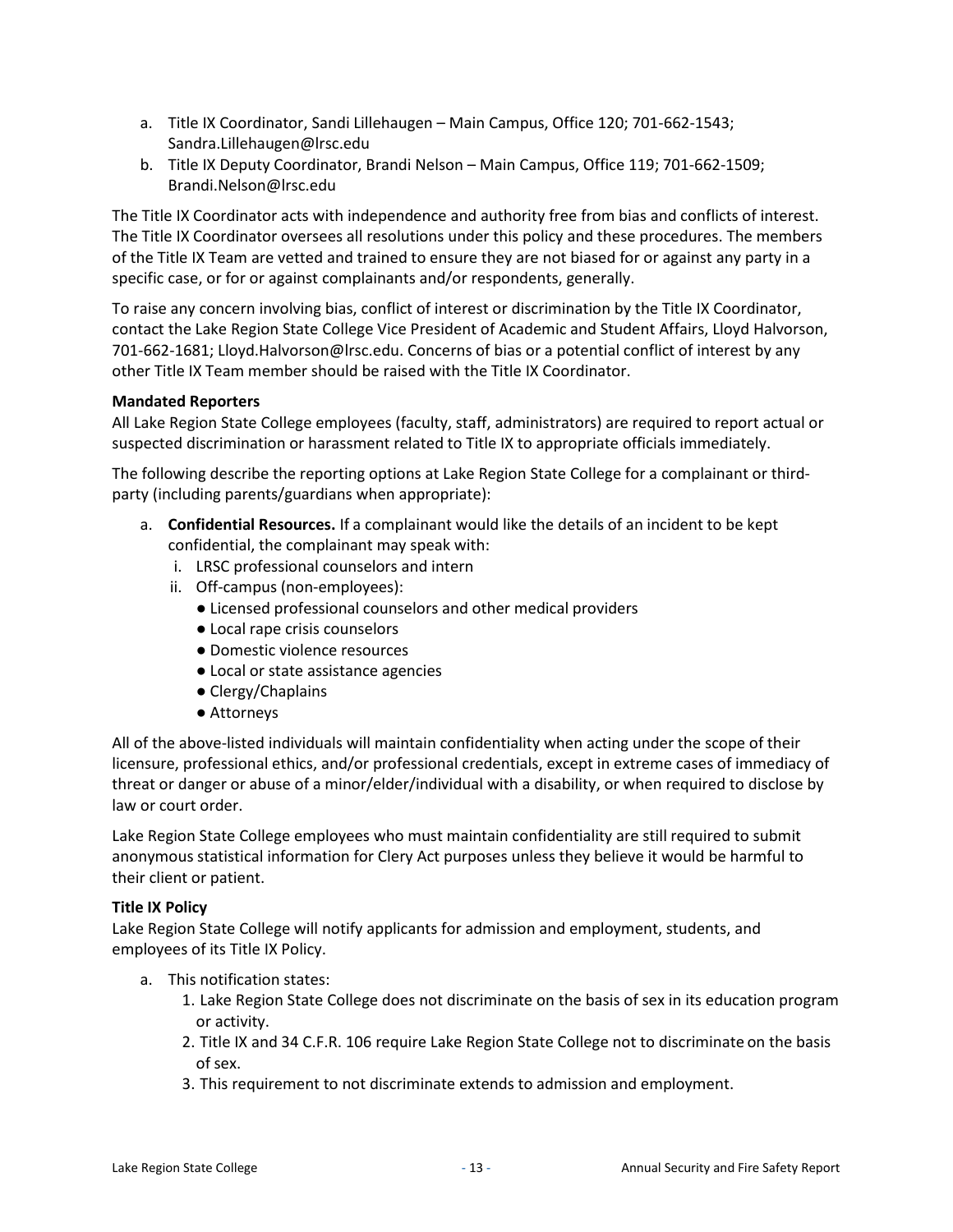a. Title IX Coordinator, Sandi Lillehaugen – Main Campus, Office 120; 701-662-1543; Sandra.Lillehaugen@lrsc.edu
b. Title IX Deputy Coordinator, Brandi Nelson – Main Campus, Office 119; 701-662-1509; Brandi.Nelson@lrsc.edu

The Title IX Coordinator acts with independence and authority free from bias and conflicts of interest. The Title IX Coordinator oversees all resolutions under this policy and these procedures. The members of the Title IX Team are vetted and trained to ensure they are not biased for or against any party in a specific case, or for or against complainants and/or respondents, generally.

To raise any concern involving bias, conflict of interest or discrimination by the Title IX Coordinator, contact the Lake Region State College Vice President of Academic and Student Affairs, Lloyd Halvorson, 701-662-1681; Lloyd.Halvorson@lrsc.edu. Concerns of bias or a potential conflict of interest by any other Title IX Team member should be raised with the Title IX Coordinator.

**Mandated Reporters**
All Lake Region State College employees (faculty, staff, administrators) are required to report actual or suspected discrimination or harassment related to Title IX to appropriate officials immediately.

The following describe the reporting options at Lake Region State College for a complainant or third-party (including parents/guardians when appropriate):

a. **Confidential Resources.** If a complainant would like the details of an incident to be kept confidential, the complainant may speak with:
   i. LRSC professional counselors and intern
   ii. Off-campus (non-employees):
      - Licensed professional counselors and other medical providers
      - Local rape crisis counselors
      - Domestic violence resources
      - Local or state assistance agencies
      - Clergy/Chaplains
      - Attorneys

All of the above-listed individuals will maintain confidentiality when acting under the scope of their licensure, professional ethics, and/or professional credentials, except in extreme cases of immediacy of threat or danger or abuse of a minor/elder/individual with a disability, or when required to disclose by law or court order.

Lake Region State College employees who must maintain confidentiality are still required to submit anonymous statistical information for Clery Act purposes unless they believe it would be harmful to their client or patient.

**Title IX Policy**
Lake Region State College will notify applicants for admission and employment, students, and employees of its Title IX Policy.

a. This notification states:
   1. Lake Region State College does not discriminate on the basis of sex in its education program or activity.
   2. Title IX and 34 C.F.R. 106 require Lake Region State College not to discriminate on the basis of sex.
   3. This requirement to not discriminate extends to admission and employment.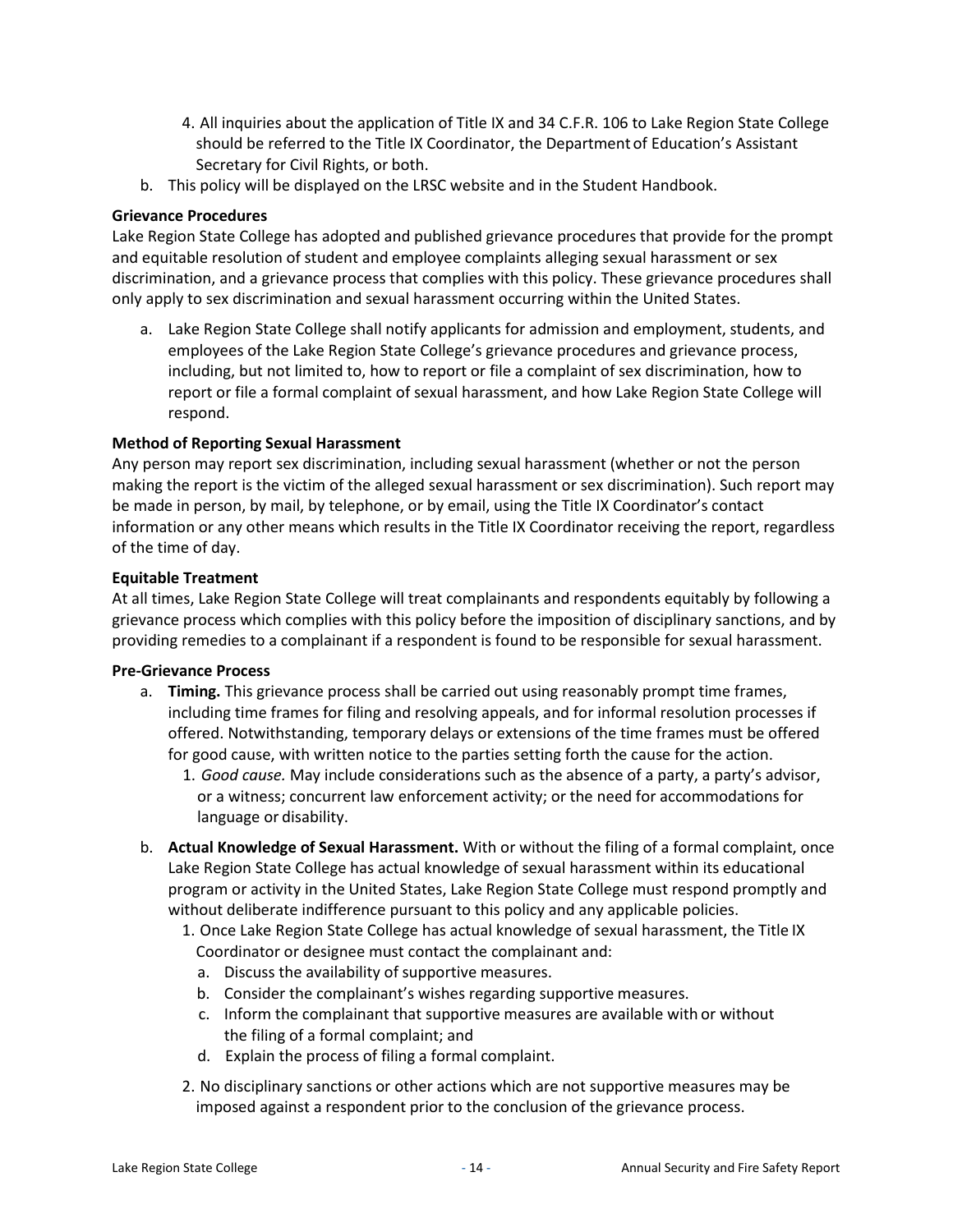4. All inquiries about the application of Title IX and 34 C.F.R. 106 to Lake Region State College should be referred to the Title IX Coordinator, the Department of Education's Assistant Secretary for Civil Rights, or both.

b. This policy will be displayed on the LRSC website and in the Student Handbook.

**Grievance Procedures**

Lake Region State College has adopted and published grievance procedures that provide for the prompt and equitable resolution of student and employee complaints alleging sexual harassment or sex discrimination, and a grievance process that complies with this policy. These grievance procedures shall only apply to sex discrimination and sexual harassment occurring within the United States.

a. Lake Region State College shall notify applicants for admission and employment, students, and employees of the Lake Region State College's grievance procedures and grievance process, including, but not limited to, how to report or file a complaint of sex discrimination, how to report or file a formal complaint of sexual harassment, and how Lake Region State College will respond.

**Method of Reporting Sexual Harassment**

Any person may report sex discrimination, including sexual harassment (whether or not the person making the report is the victim of the alleged sexual harassment or sex discrimination). Such report may be made in person, by mail, by telephone, or by email, using the Title IX Coordinator's contact information or any other means which results in the Title IX Coordinator receiving the report, regardless of the time of day.

**Equitable Treatment**

At all times, Lake Region State College will treat complainants and respondents equitably by following a grievance process which complies with this policy before the imposition of disciplinary sanctions, and by providing remedies to a complainant if a respondent is found to be responsible for sexual harassment.

**Pre-Grievance Process**

a. **Timing.** This grievance process shall be carried out using reasonably prompt time frames, including time frames for filing and resolving appeals, and for informal resolution processes if offered. Notwithstanding, temporary delays or extensions of the time frames must be offered for good cause, with written notice to the parties setting forth the cause for the action.
   1. *Good cause.* May include considerations such as the absence of a party, a party's advisor, or a witness; concurrent law enforcement activity; or the need for accommodations for language or disability.

b. **Actual Knowledge of Sexual Harassment.** With or without the filing of a formal complaint, once Lake Region State College has actual knowledge of sexual harassment within its educational program or activity in the United States, Lake Region State College must respond promptly and without deliberate indifference pursuant to this policy and any applicable policies.
   1. Once Lake Region State College has actual knowledge of sexual harassment, the Title IX Coordinator or designee must contact the complainant and:
      a. Discuss the availability of supportive measures.
      b. Consider the complainant's wishes regarding supportive measures.
      c. Inform the complainant that supportive measures are available with or without the filing of a formal complaint; and
      d. Explain the process of filing a formal complaint.
   2. No disciplinary sanctions or other actions which are not supportive measures may be imposed against a respondent prior to the conclusion of the grievance process.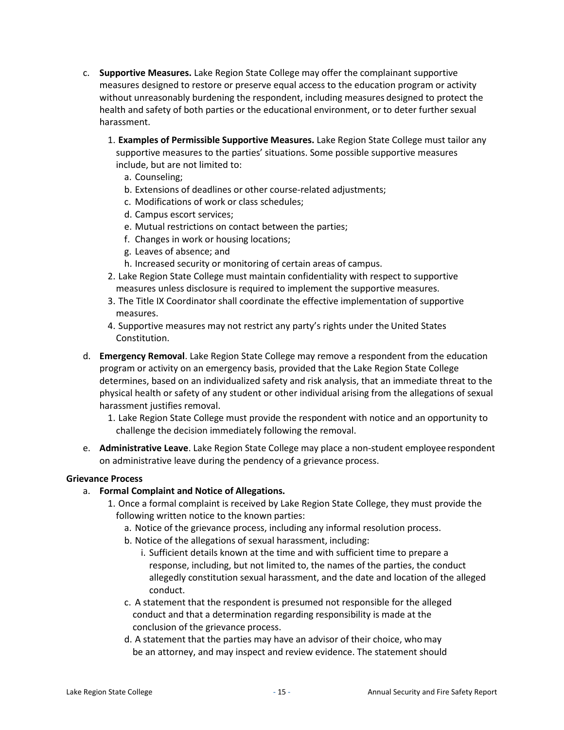c. **Supportive Measures.** Lake Region State College may offer the complainant supportive measures designed to restore or preserve equal access to the education program or activity without unreasonably burdening the respondent, including measures designed to protect the health and safety of both parties or the educational environment, or to deter further sexual harassment.

   1. **Examples of Permissible Supportive Measures.** Lake Region State College must tailor any supportive measures to the parties' situations. Some possible supportive measures include, but are not limited to:
      a. Counseling;
      b. Extensions of deadlines or other course-related adjustments;
      c. Modifications of work or class schedules;
      d. Campus escort services;
      e. Mutual restrictions on contact between the parties;
      f. Changes in work or housing locations;
      g. Leaves of absence; and
      h. Increased security or monitoring of certain areas of campus.
   2. Lake Region State College must maintain confidentiality with respect to supportive measures unless disclosure is required to implement the supportive measures.
   3. The Title IX Coordinator shall coordinate the effective implementation of supportive measures.
   4. Supportive measures may not restrict any party's rights under the United States Constitution.

d. **Emergency Removal**. Lake Region State College may remove a respondent from the education program or activity on an emergency basis, provided that the Lake Region State College determines, based on an individualized safety and risk analysis, that an immediate threat to the physical health or safety of any student or other individual arising from the allegations of sexual harassment justifies removal.
   1. Lake Region State College must provide the respondent with notice and an opportunity to challenge the decision immediately following the removal.

e. **Administrative Leave**. Lake Region State College may place a non-student employee respondent on administrative leave during the pendency of a grievance process.

**Grievance Process**

a. **Formal Complaint and Notice of Allegations.**
   1. Once a formal complaint is received by Lake Region State College, they must provide the following written notice to the known parties:
      a. Notice of the grievance process, including any informal resolution process.
      b. Notice of the allegations of sexual harassment, including:
         i. Sufficient details known at the time and with sufficient time to prepare a response, including, but not limited to, the names of the parties, the conduct allegedly constitution sexual harassment, and the date and location of the alleged conduct.
      c. A statement that the respondent is presumed not responsible for the alleged conduct and that a determination regarding responsibility is made at the conclusion of the grievance process.
      d. A statement that the parties may have an advisor of their choice, who may be an attorney, and may inspect and review evidence. The statement should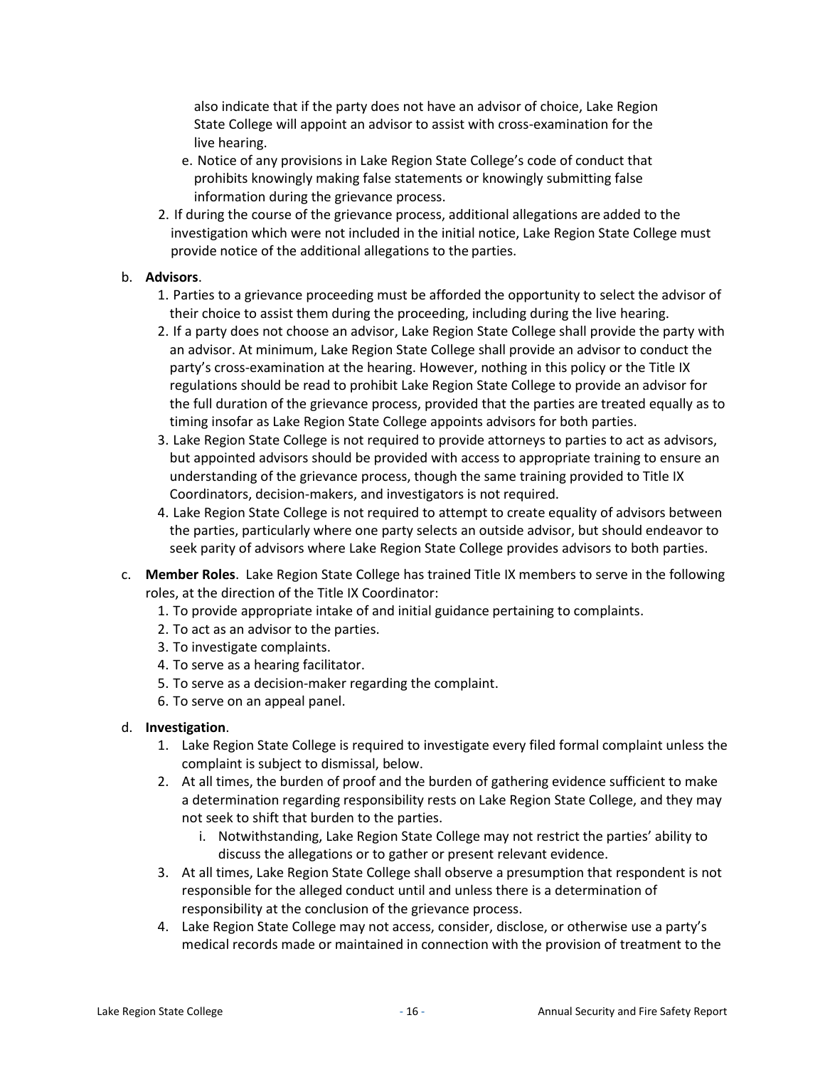also indicate that if the party does not have an advisor of choice, Lake Region State College will appoint an advisor to assist with cross-examination for the live hearing.

e. Notice of any provisions in Lake Region State College's code of conduct that prohibits knowingly making false statements or knowingly submitting false information during the grievance process.

2. If during the course of the grievance process, additional allegations are added to the investigation which were not included in the initial notice, Lake Region State College must provide notice of the additional allegations to the parties.

b. **Advisors**.

1. Parties to a grievance proceeding must be afforded the opportunity to select the advisor of their choice to assist them during the proceeding, including during the live hearing.
2. If a party does not choose an advisor, Lake Region State College shall provide the party with an advisor. At minimum, Lake Region State College shall provide an advisor to conduct the party's cross-examination at the hearing. However, nothing in this policy or the Title IX regulations should be read to prohibit Lake Region State College to provide an advisor for the full duration of the grievance process, provided that the parties are treated equally as to timing insofar as Lake Region State College appoints advisors for both parties.
3. Lake Region State College is not required to provide attorneys to parties to act as advisors, but appointed advisors should be provided with access to appropriate training to ensure an understanding of the grievance process, though the same training provided to Title IX Coordinators, decision-makers, and investigators is not required.
4. Lake Region State College is not required to attempt to create equality of advisors between the parties, particularly where one party selects an outside advisor, but should endeavor to seek parity of advisors where Lake Region State College provides advisors to both parties.

c. **Member Roles**. Lake Region State College has trained Title IX members to serve in the following roles, at the direction of the Title IX Coordinator:

1. To provide appropriate intake of and initial guidance pertaining to complaints.
2. To act as an advisor to the parties.
3. To investigate complaints.
4. To serve as a hearing facilitator.
5. To serve as a decision-maker regarding the complaint.
6. To serve on an appeal panel.

d. **Investigation**.

1. Lake Region State College is required to investigate every filed formal complaint unless the complaint is subject to dismissal, below.
2. At all times, the burden of proof and the burden of gathering evidence sufficient to make a determination regarding responsibility rests on Lake Region State College, and they may not seek to shift that burden to the parties.
   i. Notwithstanding, Lake Region State College may not restrict the parties' ability to discuss the allegations or to gather or present relevant evidence.
3. At all times, Lake Region State College shall observe a presumption that respondent is not responsible for the alleged conduct until and unless there is a determination of responsibility at the conclusion of the grievance process.
4. Lake Region State College may not access, consider, disclose, or otherwise use a party's medical records made or maintained in connection with the provision of treatment to the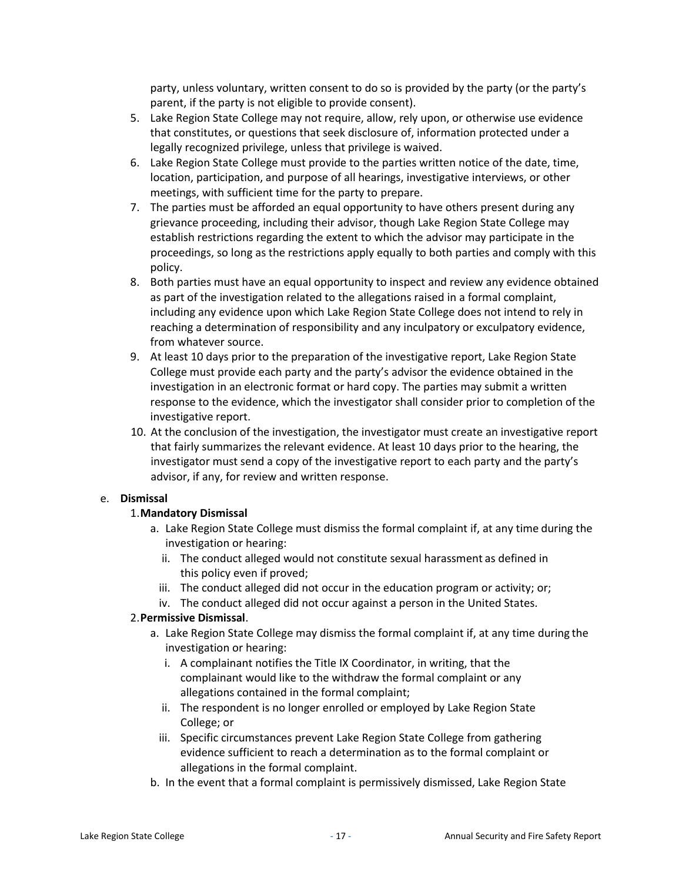party, unless voluntary, written consent to do so is provided by the party (or the party's parent, if the party is not eligible to provide consent).

5. Lake Region State College may not require, allow, rely upon, or otherwise use evidence that constitutes, or questions that seek disclosure of, information protected under a legally recognized privilege, unless that privilege is waived.
6. Lake Region State College must provide to the parties written notice of the date, time, location, participation, and purpose of all hearings, investigative interviews, or other meetings, with sufficient time for the party to prepare.
7. The parties must be afforded an equal opportunity to have others present during any grievance proceeding, including their advisor, though Lake Region State College may establish restrictions regarding the extent to which the advisor may participate in the proceedings, so long as the restrictions apply equally to both parties and comply with this policy.
8. Both parties must have an equal opportunity to inspect and review any evidence obtained as part of the investigation related to the allegations raised in a formal complaint, including any evidence upon which Lake Region State College does not intend to rely in reaching a determination of responsibility and any inculpatory or exculpatory evidence, from whatever source.
9. At least 10 days prior to the preparation of the investigative report, Lake Region State College must provide each party and the party's advisor the evidence obtained in the investigation in an electronic format or hard copy. The parties may submit a written response to the evidence, which the investigator shall consider prior to completion of the investigative report.
10. At the conclusion of the investigation, the investigator must create an investigative report that fairly summarizes the relevant evidence. At least 10 days prior to the hearing, the investigator must send a copy of the investigative report to each party and the party's advisor, if any, for review and written response.

e. **Dismissal**

1. **Mandatory Dismissal**
   a. Lake Region State College must dismiss the formal complaint if, at any time during the investigation or hearing:
      ii. The conduct alleged would not constitute sexual harassment as defined in this policy even if proved;
      iii. The conduct alleged did not occur in the education program or activity; or;
      iv. The conduct alleged did not occur against a person in the United States.
2. **Permissive Dismissal**.
   a. Lake Region State College may dismiss the formal complaint if, at any time during the investigation or hearing:
      i. A complainant notifies the Title IX Coordinator, in writing, that the complainant would like to the withdraw the formal complaint or any allegations contained in the formal complaint;
      ii. The respondent is no longer enrolled or employed by Lake Region State College; or
      iii. Specific circumstances prevent Lake Region State College from gathering evidence sufficient to reach a determination as to the formal complaint or allegations in the formal complaint.
   b. In the event that a formal complaint is permissively dismissed, Lake Region State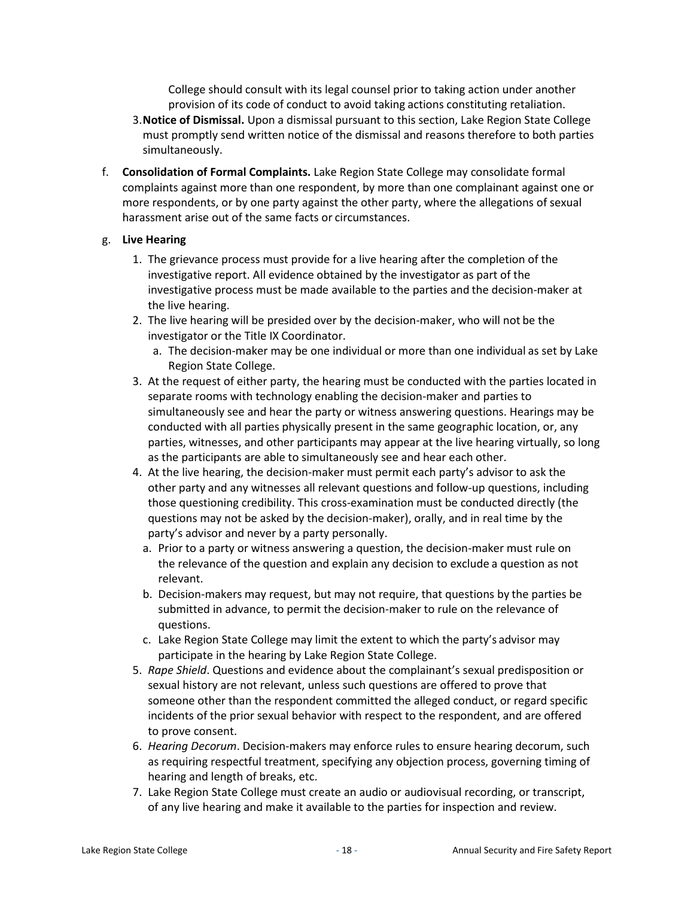College should consult with its legal counsel prior to taking action under another provision of its code of conduct to avoid taking actions constituting retaliation.

3. **Notice of Dismissal.** Upon a dismissal pursuant to this section, Lake Region State College must promptly send written notice of the dismissal and reasons therefore to both parties simultaneously.

f. **Consolidation of Formal Complaints.** Lake Region State College may consolidate formal complaints against more than one respondent, by more than one complainant against one or more respondents, or by one party against the other party, where the allegations of sexual harassment arise out of the same facts or circumstances.

g. **Live Hearing**

1. The grievance process must provide for a live hearing after the completion of the investigative report. All evidence obtained by the investigator as part of the investigative process must be made available to the parties and the decision-maker at the live hearing.
2. The live hearing will be presided over by the decision-maker, who will not be the investigator or the Title IX Coordinator.
   a. The decision-maker may be one individual or more than one individual as set by Lake Region State College.
3. At the request of either party, the hearing must be conducted with the parties located in separate rooms with technology enabling the decision-maker and parties to simultaneously see and hear the party or witness answering questions. Hearings may be conducted with all parties physically present in the same geographic location, or, any parties, witnesses, and other participants may appear at the live hearing virtually, so long as the participants are able to simultaneously see and hear each other.
4. At the live hearing, the decision-maker must permit each party's advisor to ask the other party and any witnesses all relevant questions and follow-up questions, including those questioning credibility. This cross-examination must be conducted directly (the questions may not be asked by the decision-maker), orally, and in real time by the party's advisor and never by a party personally.
   a. Prior to a party or witness answering a question, the decision-maker must rule on the relevance of the question and explain any decision to exclude a question as not relevant.
   b. Decision-makers may request, but may not require, that questions by the parties be submitted in advance, to permit the decision-maker to rule on the relevance of questions.
   c. Lake Region State College may limit the extent to which the party's advisor may participate in the hearing by Lake Region State College.
5. *Rape Shield*. Questions and evidence about the complainant's sexual predisposition or sexual history are not relevant, unless such questions are offered to prove that someone other than the respondent committed the alleged conduct, or regard specific incidents of the prior sexual behavior with respect to the respondent, and are offered to prove consent.
6. *Hearing Decorum*. Decision-makers may enforce rules to ensure hearing decorum, such as requiring respectful treatment, specifying any objection process, governing timing of hearing and length of breaks, etc.
7. Lake Region State College must create an audio or audiovisual recording, or transcript, of any live hearing and make it available to the parties for inspection and review.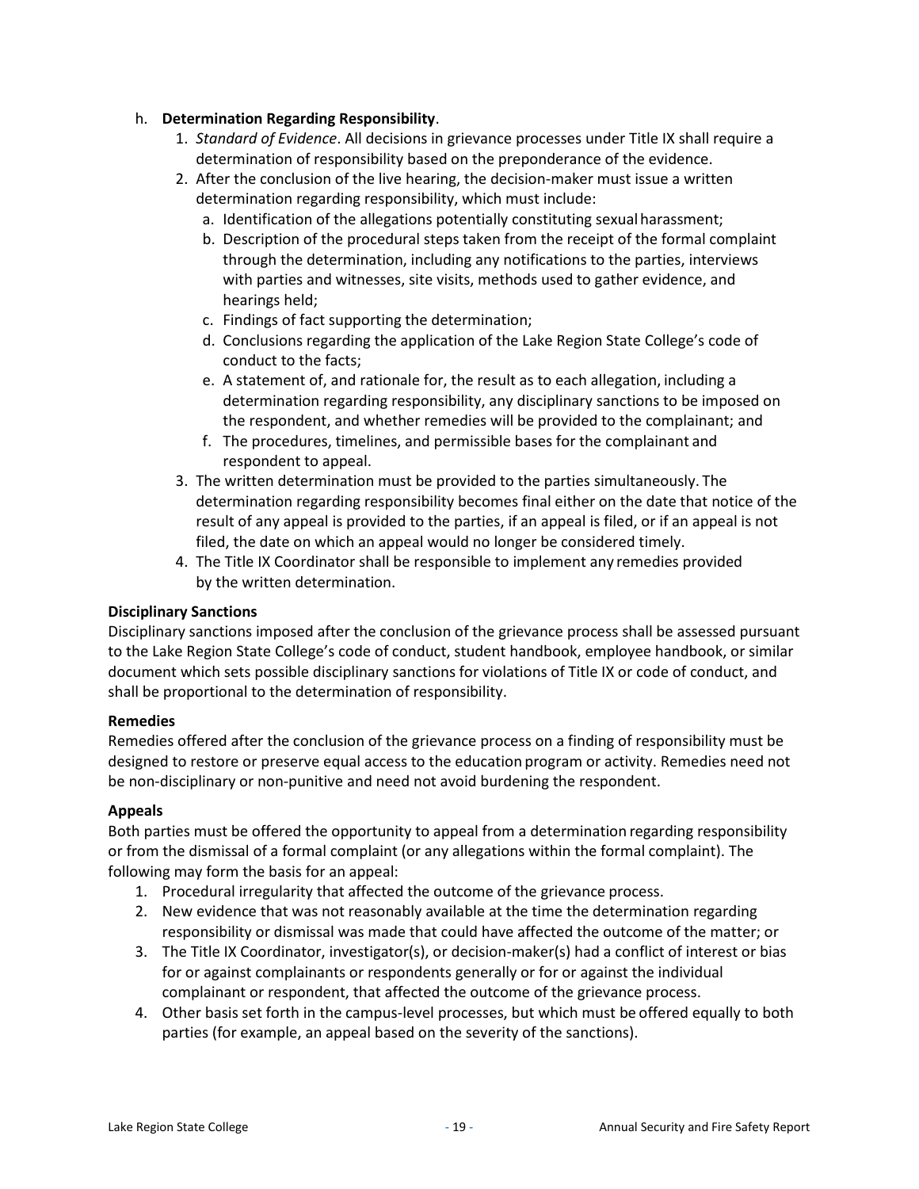h. **Determination Regarding Responsibility**.

1. *Standard of Evidence*. All decisions in grievance processes under Title IX shall require a determination of responsibility based on the preponderance of the evidence.
2. After the conclusion of the live hearing, the decision-maker must issue a written determination regarding responsibility, which must include:
   a. Identification of the allegations potentially constituting sexual harassment;
   b. Description of the procedural steps taken from the receipt of the formal complaint through the determination, including any notifications to the parties, interviews with parties and witnesses, site visits, methods used to gather evidence, and hearings held;
   c. Findings of fact supporting the determination;
   d. Conclusions regarding the application of the Lake Region State College's code of conduct to the facts;
   e. A statement of, and rationale for, the result as to each allegation, including a determination regarding responsibility, any disciplinary sanctions to be imposed on the respondent, and whether remedies will be provided to the complainant; and
   f. The procedures, timelines, and permissible bases for the complainant and respondent to appeal.
3. The written determination must be provided to the parties simultaneously. The determination regarding responsibility becomes final either on the date that notice of the result of any appeal is provided to the parties, if an appeal is filed, or if an appeal is not filed, the date on which an appeal would no longer be considered timely.
4. The Title IX Coordinator shall be responsible to implement any remedies provided by the written determination.

**Disciplinary Sanctions**

Disciplinary sanctions imposed after the conclusion of the grievance process shall be assessed pursuant to the Lake Region State College's code of conduct, student handbook, employee handbook, or similar document which sets possible disciplinary sanctions for violations of Title IX or code of conduct, and shall be proportional to the determination of responsibility.

**Remedies**

Remedies offered after the conclusion of the grievance process on a finding of responsibility must be designed to restore or preserve equal access to the education program or activity. Remedies need not be non-disciplinary or non-punitive and need not avoid burdening the respondent.

**Appeals**

Both parties must be offered the opportunity to appeal from a determination regarding responsibility or from the dismissal of a formal complaint (or any allegations within the formal complaint). The following may form the basis for an appeal:

1. Procedural irregularity that affected the outcome of the grievance process.
2. New evidence that was not reasonably available at the time the determination regarding responsibility or dismissal was made that could have affected the outcome of the matter; or
3. The Title IX Coordinator, investigator(s), or decision-maker(s) had a conflict of interest or bias for or against complainants or respondents generally or for or against the individual complainant or respondent, that affected the outcome of the grievance process.
4. Other basis set forth in the campus-level processes, but which must be offered equally to both parties (for example, an appeal based on the severity of the sanctions).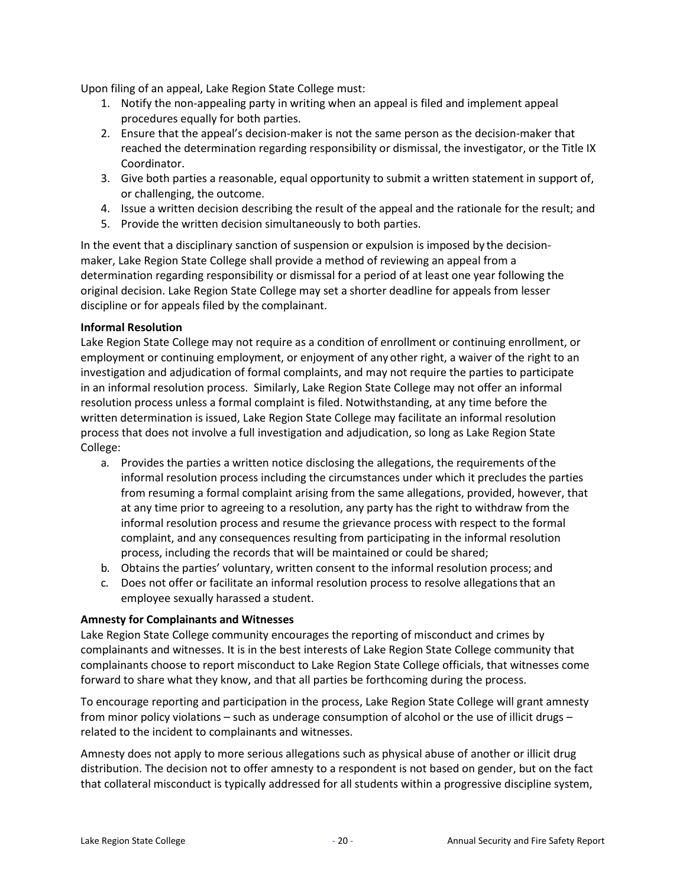Upon filing of an appeal, Lake Region State College must:

1. Notify the non-appealing party in writing when an appeal is filed and implement appeal procedures equally for both parties.
2. Ensure that the appeal's decision-maker is not the same person as the decision-maker that reached the determination regarding responsibility or dismissal, the investigator, or the Title IX Coordinator.
3. Give both parties a reasonable, equal opportunity to submit a written statement in support of, or challenging, the outcome.
4. Issue a written decision describing the result of the appeal and the rationale for the result; and
5. Provide the written decision simultaneously to both parties.

In the event that a disciplinary sanction of suspension or expulsion is imposed by the decision-maker, Lake Region State College shall provide a method of reviewing an appeal from a determination regarding responsibility or dismissal for a period of at least one year following the original decision. Lake Region State College may set a shorter deadline for appeals from lesser discipline or for appeals filed by the complainant.

**Informal Resolution**

Lake Region State College may not require as a condition of enrollment or continuing enrollment, or employment or continuing employment, or enjoyment of any other right, a waiver of the right to an investigation and adjudication of formal complaints, and may not require the parties to participate in an informal resolution process. Similarly, Lake Region State College may not offer an informal resolution process unless a formal complaint is filed. Notwithstanding, at any time before the written determination is issued, Lake Region State College may facilitate an informal resolution process that does not involve a full investigation and adjudication, so long as Lake Region State College:

a. Provides the parties a written notice disclosing the allegations, the requirements of the informal resolution process including the circumstances under which it precludes the parties from resuming a formal complaint arising from the same allegations, provided, however, that at any time prior to agreeing to a resolution, any party has the right to withdraw from the informal resolution process and resume the grievance process with respect to the formal complaint, and any consequences resulting from participating in the informal resolution process, including the records that will be maintained or could be shared;
b. Obtains the parties' voluntary, written consent to the informal resolution process; and
c. Does not offer or facilitate an informal resolution process to resolve allegations that an employee sexually harassed a student.

**Amnesty for Complainants and Witnesses**

Lake Region State College community encourages the reporting of misconduct and crimes by complainants and witnesses. It is in the best interests of Lake Region State College community that complainants choose to report misconduct to Lake Region State College officials, that witnesses come forward to share what they know, and that all parties be forthcoming during the process.

To encourage reporting and participation in the process, Lake Region State College will grant amnesty from minor policy violations – such as underage consumption of alcohol or the use of illicit drugs – related to the incident to complainants and witnesses.

Amnesty does not apply to more serious allegations such as physical abuse of another or illicit drug distribution. The decision not to offer amnesty to a respondent is not based on gender, but on the fact that collateral misconduct is typically addressed for all students within a progressive discipline system,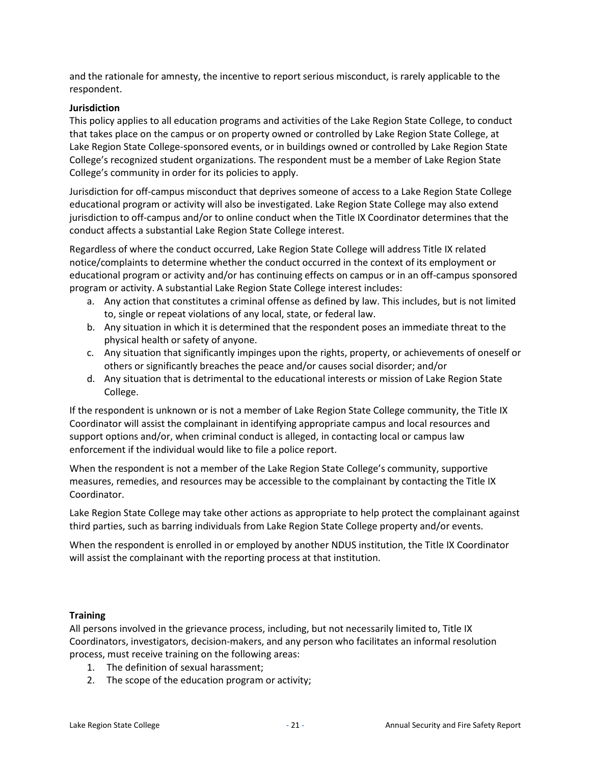and the rationale for amnesty, the incentive to report serious misconduct, is rarely applicable to the respondent.

**Jurisdiction**

This policy applies to all education programs and activities of the Lake Region State College, to conduct that takes place on the campus or on property owned or controlled by Lake Region State College, at Lake Region State College-sponsored events, or in buildings owned or controlled by Lake Region State College's recognized student organizations. The respondent must be a member of Lake Region State College's community in order for its policies to apply.

Jurisdiction for off-campus misconduct that deprives someone of access to a Lake Region State College educational program or activity will also be investigated. Lake Region State College may also extend jurisdiction to off-campus and/or to online conduct when the Title IX Coordinator determines that the conduct affects a substantial Lake Region State College interest.

Regardless of where the conduct occurred, Lake Region State College will address Title IX related notice/complaints to determine whether the conduct occurred in the context of its employment or educational program or activity and/or has continuing effects on campus or in an off-campus sponsored program or activity. A substantial Lake Region State College interest includes:

a. Any action that constitutes a criminal offense as defined by law. This includes, but is not limited to, single or repeat violations of any local, state, or federal law.
b. Any situation in which it is determined that the respondent poses an immediate threat to the physical health or safety of anyone.
c. Any situation that significantly impinges upon the rights, property, or achievements of oneself or others or significantly breaches the peace and/or causes social disorder; and/or
d. Any situation that is detrimental to the educational interests or mission of Lake Region State College.

If the respondent is unknown or is not a member of Lake Region State College community, the Title IX Coordinator will assist the complainant in identifying appropriate campus and local resources and support options and/or, when criminal conduct is alleged, in contacting local or campus law enforcement if the individual would like to file a police report.

When the respondent is not a member of the Lake Region State College's community, supportive measures, remedies, and resources may be accessible to the complainant by contacting the Title IX Coordinator.

Lake Region State College may take other actions as appropriate to help protect the complainant against third parties, such as barring individuals from Lake Region State College property and/or events.

When the respondent is enrolled in or employed by another NDUS institution, the Title IX Coordinator will assist the complainant with the reporting process at that institution.

**Training**

All persons involved in the grievance process, including, but not necessarily limited to, Title IX Coordinators, investigators, decision-makers, and any person who facilitates an informal resolution process, must receive training on the following areas:

1. The definition of sexual harassment;
2. The scope of the education program or activity;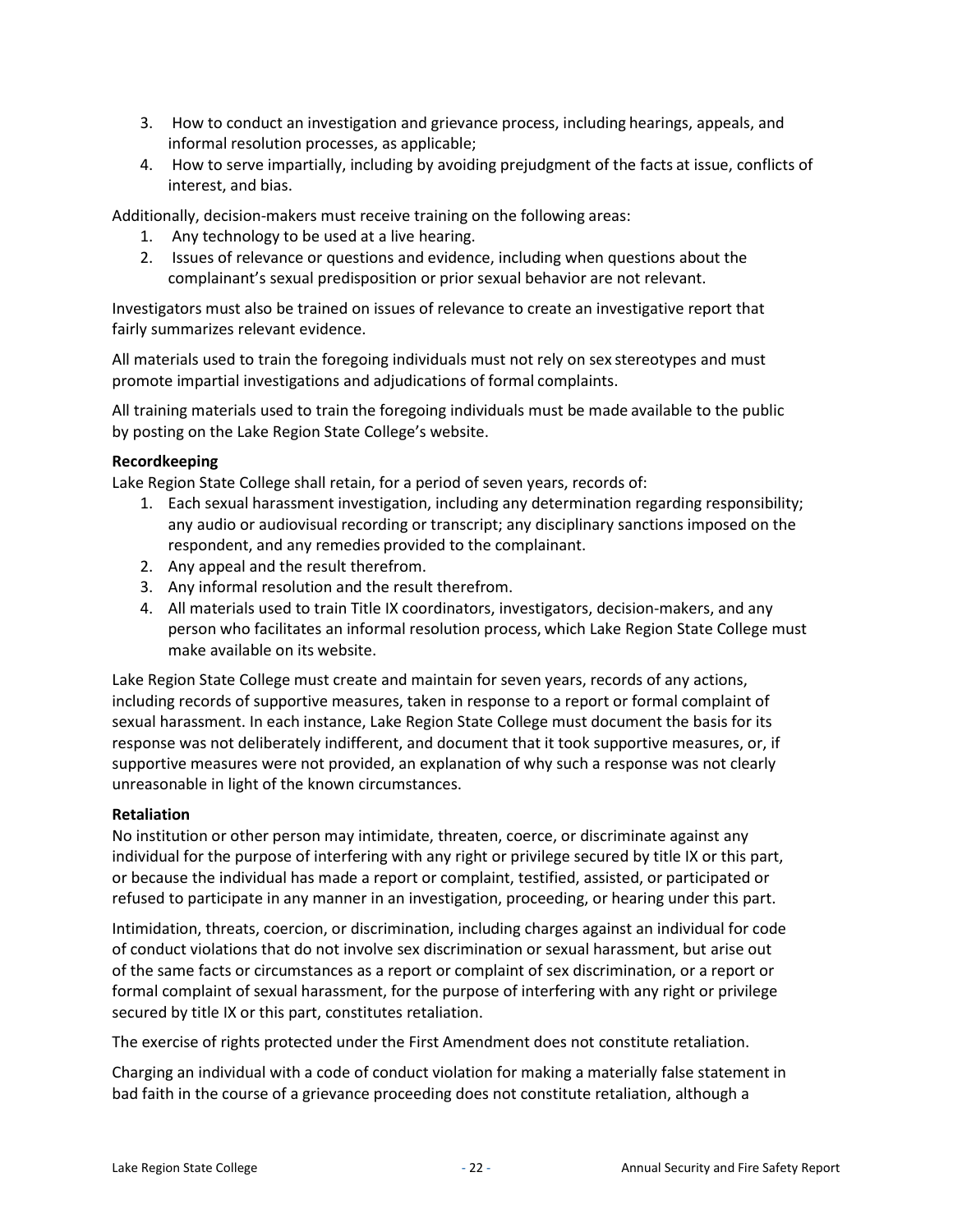3. How to conduct an investigation and grievance process, including hearings, appeals, and informal resolution processes, as applicable;
4. How to serve impartially, including by avoiding prejudgment of the facts at issue, conflicts of interest, and bias.

Additionally, decision-makers must receive training on the following areas:

1. Any technology to be used at a live hearing.
2. Issues of relevance or questions and evidence, including when questions about the complainant's sexual predisposition or prior sexual behavior are not relevant.

Investigators must also be trained on issues of relevance to create an investigative report that fairly summarizes relevant evidence.

All materials used to train the foregoing individuals must not rely on sex stereotypes and must promote impartial investigations and adjudications of formal complaints.

All training materials used to train the foregoing individuals must be made available to the public by posting on the Lake Region State College's website.

**Recordkeeping**

Lake Region State College shall retain, for a period of seven years, records of:

1. Each sexual harassment investigation, including any determination regarding responsibility; any audio or audiovisual recording or transcript; any disciplinary sanctions imposed on the respondent, and any remedies provided to the complainant.
2. Any appeal and the result therefrom.
3. Any informal resolution and the result therefrom.
4. All materials used to train Title IX coordinators, investigators, decision-makers, and any person who facilitates an informal resolution process, which Lake Region State College must make available on its website.

Lake Region State College must create and maintain for seven years, records of any actions, including records of supportive measures, taken in response to a report or formal complaint of sexual harassment. In each instance, Lake Region State College must document the basis for its response was not deliberately indifferent, and document that it took supportive measures, or, if supportive measures were not provided, an explanation of why such a response was not clearly unreasonable in light of the known circumstances.

**Retaliation**

No institution or other person may intimidate, threaten, coerce, or discriminate against any individual for the purpose of interfering with any right or privilege secured by title IX or this part, or because the individual has made a report or complaint, testified, assisted, or participated or refused to participate in any manner in an investigation, proceeding, or hearing under this part.

Intimidation, threats, coercion, or discrimination, including charges against an individual for code of conduct violations that do not involve sex discrimination or sexual harassment, but arise out of the same facts or circumstances as a report or complaint of sex discrimination, or a report or formal complaint of sexual harassment, for the purpose of interfering with any right or privilege secured by title IX or this part, constitutes retaliation.

The exercise of rights protected under the First Amendment does not constitute retaliation.

Charging an individual with a code of conduct violation for making a materially false statement in bad faith in the course of a grievance proceeding does not constitute retaliation, although a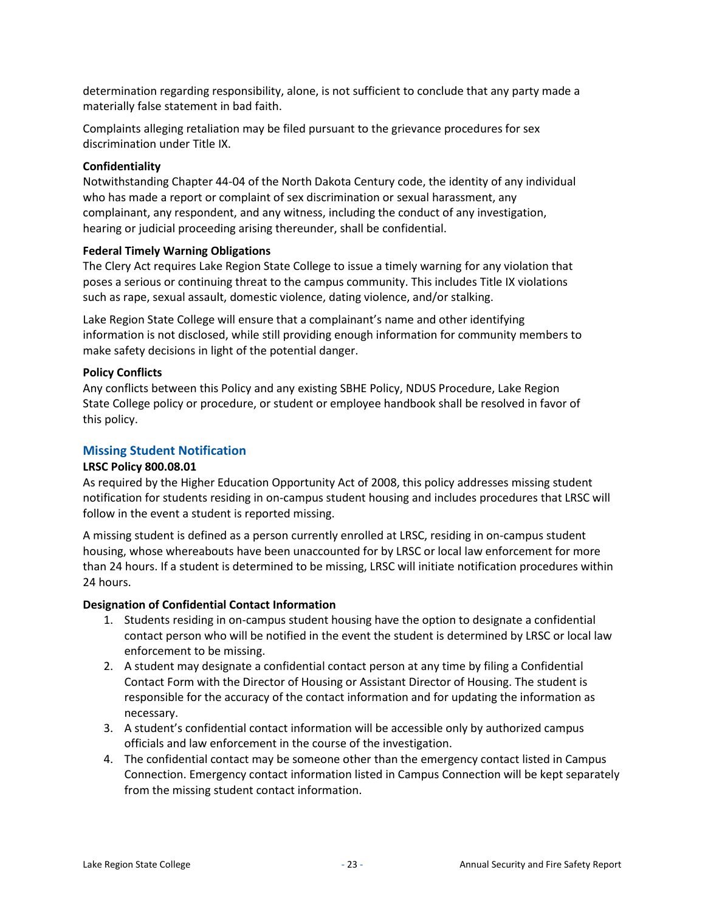determination regarding responsibility, alone, is not sufficient to conclude that any party made a materially false statement in bad faith.

Complaints alleging retaliation may be filed pursuant to the grievance procedures for sex discrimination under Title IX.

**Confidentiality**

Notwithstanding Chapter 44-04 of the North Dakota Century code, the identity of any individual who has made a report or complaint of sex discrimination or sexual harassment, any complainant, any respondent, and any witness, including the conduct of any investigation, hearing or judicial proceeding arising thereunder, shall be confidential.

**Federal Timely Warning Obligations**

The Clery Act requires Lake Region State College to issue a timely warning for any violation that poses a serious or continuing threat to the campus community. This includes Title IX violations such as rape, sexual assault, domestic violence, dating violence, and/or stalking.

Lake Region State College will ensure that a complainant's name and other identifying information is not disclosed, while still providing enough information for community members to make safety decisions in light of the potential danger.

**Policy Conflicts**

Any conflicts between this Policy and any existing SBHE Policy, NDUS Procedure, Lake Region State College policy or procedure, or student or employee handbook shall be resolved in favor of this policy.

## Missing Student Notification

**LRSC Policy 800.08.01**

As required by the Higher Education Opportunity Act of 2008, this policy addresses missing student notification for students residing in on-campus student housing and includes procedures that LRSC will follow in the event a student is reported missing.

A missing student is defined as a person currently enrolled at LRSC, residing in on-campus student housing, whose whereabouts have been unaccounted for by LRSC or local law enforcement for more than 24 hours. If a student is determined to be missing, LRSC will initiate notification procedures within 24 hours.

**Designation of Confidential Contact Information**

1. Students residing in on-campus student housing have the option to designate a confidential contact person who will be notified in the event the student is determined by LRSC or local law enforcement to be missing.
2. A student may designate a confidential contact person at any time by filing a Confidential Contact Form with the Director of Housing or Assistant Director of Housing. The student is responsible for the accuracy of the contact information and for updating the information as necessary.
3. A student's confidential contact information will be accessible only by authorized campus officials and law enforcement in the course of the investigation.
4. The confidential contact may be someone other than the emergency contact listed in Campus Connection. Emergency contact information listed in Campus Connection will be kept separately from the missing student contact information.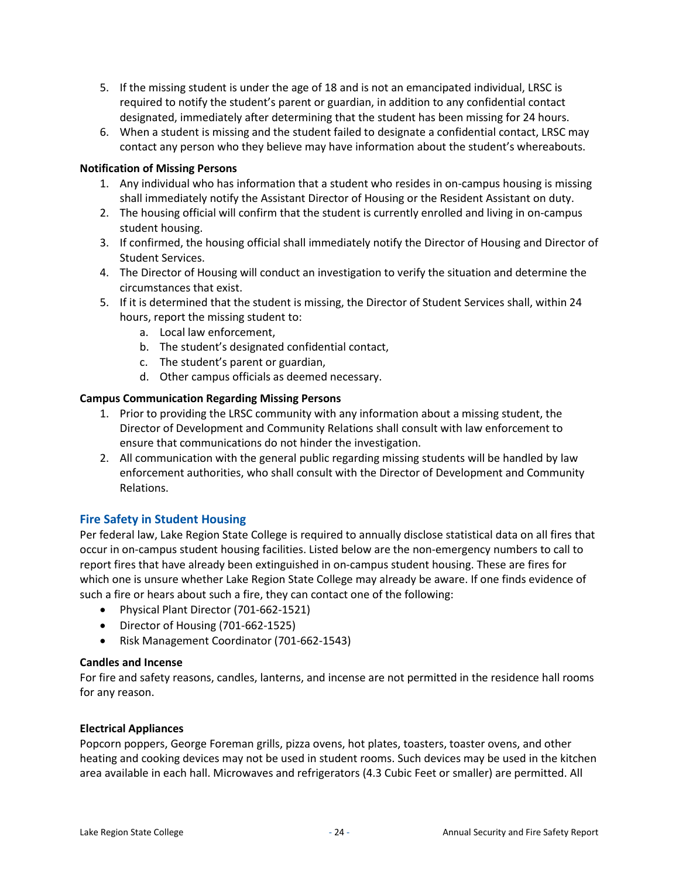5. If the missing student is under the age of 18 and is not an emancipated individual, LRSC is required to notify the student's parent or guardian, in addition to any confidential contact designated, immediately after determining that the student has been missing for 24 hours.
6. When a student is missing and the student failed to designate a confidential contact, LRSC may contact any person who they believe may have information about the student's whereabouts.

**Notification of Missing Persons**

1. Any individual who has information that a student who resides in on-campus housing is missing shall immediately notify the Assistant Director of Housing or the Resident Assistant on duty.
2. The housing official will confirm that the student is currently enrolled and living in on-campus student housing.
3. If confirmed, the housing official shall immediately notify the Director of Housing and Director of Student Services.
4. The Director of Housing will conduct an investigation to verify the situation and determine the circumstances that exist.
5. If it is determined that the student is missing, the Director of Student Services shall, within 24 hours, report the missing student to:
    a. Local law enforcement,
    b. The student's designated confidential contact,
    c. The student's parent or guardian,
    d. Other campus officials as deemed necessary.

**Campus Communication Regarding Missing Persons**

1. Prior to providing the LRSC community with any information about a missing student, the Director of Development and Community Relations shall consult with law enforcement to ensure that communications do not hinder the investigation.
2. All communication with the general public regarding missing students will be handled by law enforcement authorities, who shall consult with the Director of Development and Community Relations.

## Fire Safety in Student Housing

Per federal law, Lake Region State College is required to annually disclose statistical data on all fires that occur in on-campus student housing facilities. Listed below are the non-emergency numbers to call to report fires that have already been extinguished in on-campus student housing. These are fires for which one is unsure whether Lake Region State College may already be aware. If one finds evidence of such a fire or hears about such a fire, they can contact one of the following:

- Physical Plant Director (701-662-1521)
- Director of Housing (701-662-1525)
- Risk Management Coordinator (701-662-1543)

**Candles and Incense**

For fire and safety reasons, candles, lanterns, and incense are not permitted in the residence hall rooms for any reason.

**Electrical Appliances**

Popcorn poppers, George Foreman grills, pizza ovens, hot plates, toasters, toaster ovens, and other heating and cooking devices may not be used in student rooms. Such devices may be used in the kitchen area available in each hall. Microwaves and refrigerators (4.3 Cubic Feet or smaller) are permitted. All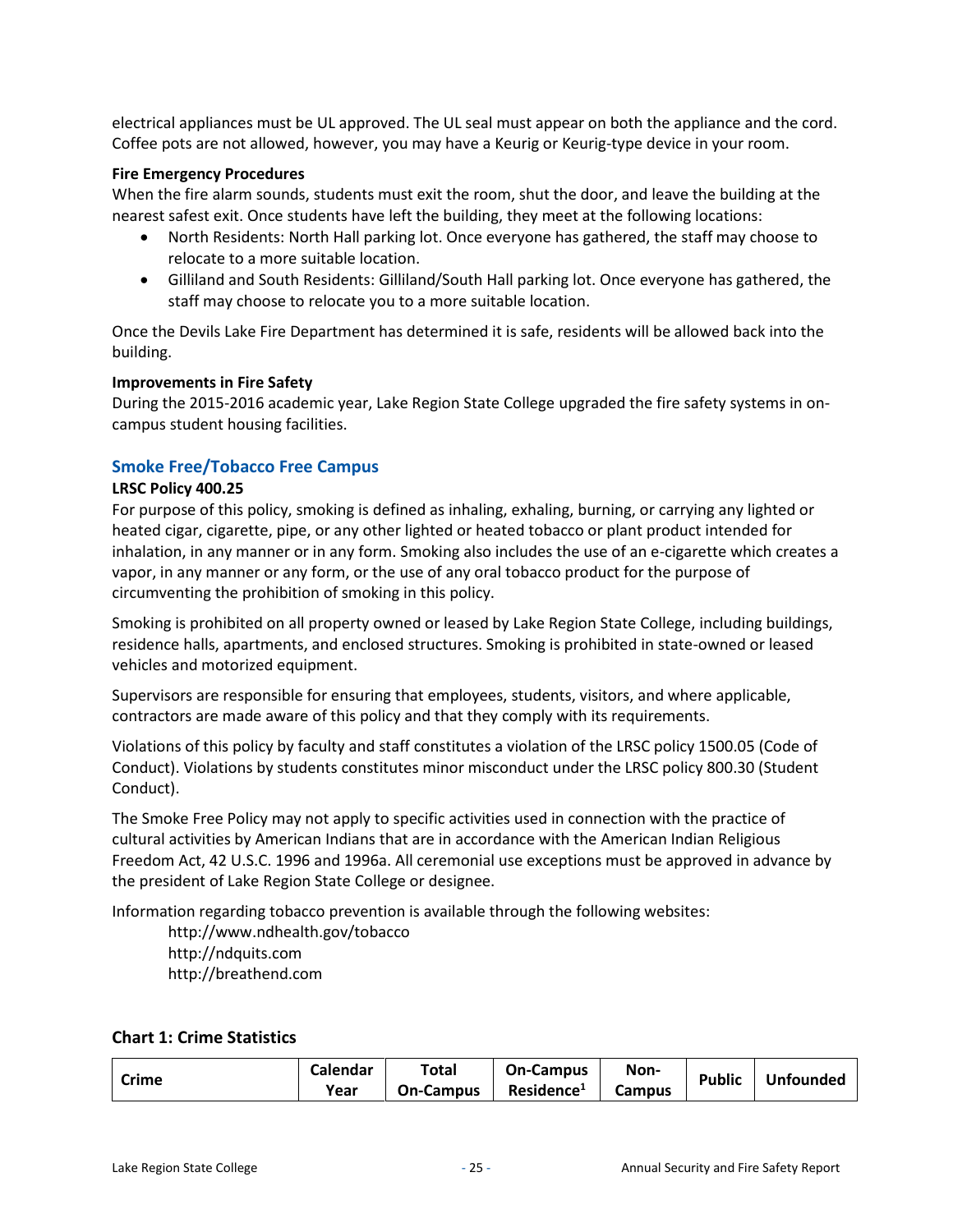electrical appliances must be UL approved. The UL seal must appear on both the appliance and the cord. Coffee pots are not allowed, however, you may have a Keurig or Keurig-type device in your room.

**Fire Emergency Procedures**

When the fire alarm sounds, students must exit the room, shut the door, and leave the building at the nearest safest exit. Once students have left the building, they meet at the following locations:

- North Residents: North Hall parking lot. Once everyone has gathered, the staff may choose to relocate to a more suitable location.
- Gilliland and South Residents: Gilliland/South Hall parking lot. Once everyone has gathered, the staff may choose to relocate you to a more suitable location.

Once the Devils Lake Fire Department has determined it is safe, residents will be allowed back into the building.

**Improvements in Fire Safety**

During the 2015-2016 academic year, Lake Region State College upgraded the fire safety systems in on-campus student housing facilities.

## Smoke Free/Tobacco Free Campus

**LRSC Policy 400.25**

For purpose of this policy, smoking is defined as inhaling, exhaling, burning, or carrying any lighted or heated cigar, cigarette, pipe, or any other lighted or heated tobacco or plant product intended for inhalation, in any manner or in any form. Smoking also includes the use of an e-cigarette which creates a vapor, in any manner or any form, or the use of any oral tobacco product for the purpose of circumventing the prohibition of smoking in this policy.

Smoking is prohibited on all property owned or leased by Lake Region State College, including buildings, residence halls, apartments, and enclosed structures. Smoking is prohibited in state-owned or leased vehicles and motorized equipment.

Supervisors are responsible for ensuring that employees, students, visitors, and where applicable, contractors are made aware of this policy and that they comply with its requirements.

Violations of this policy by faculty and staff constitutes a violation of the LRSC policy 1500.05 (Code of Conduct). Violations by students constitutes minor misconduct under the LRSC policy 800.30 (Student Conduct).

The Smoke Free Policy may not apply to specific activities used in connection with the practice of cultural activities by American Indians that are in accordance with the American Indian Religious Freedom Act, 42 U.S.C. 1996 and 1996a. All ceremonial use exceptions must be approved in advance by the president of Lake Region State College or designee.

Information regarding tobacco prevention is available through the following websites:

http://www.ndhealth.gov/tobacco
http://ndquits.com
http://breathend.com

### Chart 1: Crime Statistics

| Crime | Calendar Year | Total On-Campus | On-Campus Residence[1] | Non-Campus | Public | Unfounded |
|---|---|---|---|---|---|---|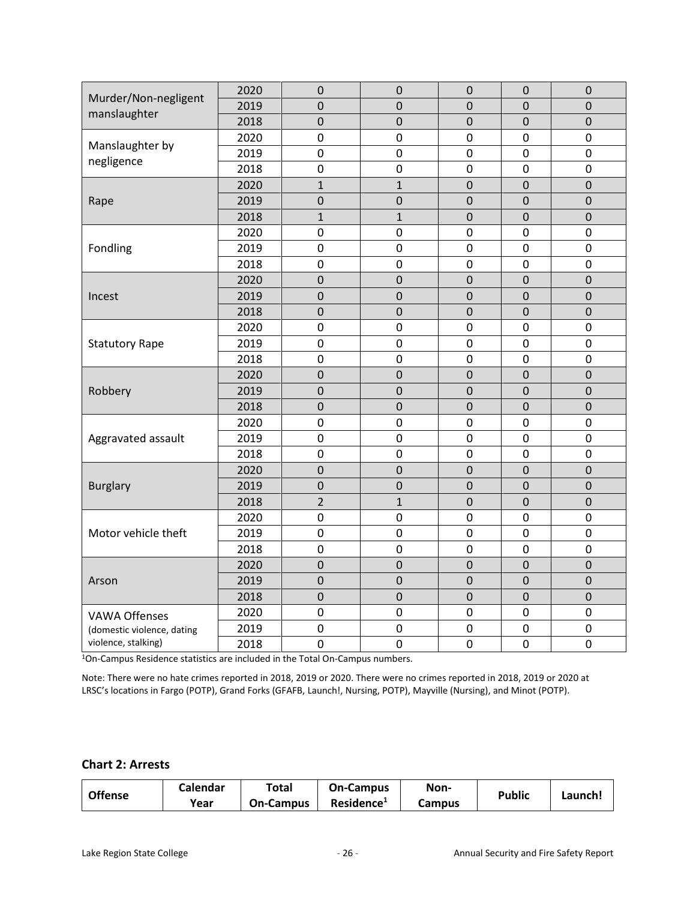| | | | | | | |
|---|---|---|---|---|---|---|
| Murder/Non-negligent manslaughter | 2020 | 0 | 0 | 0 | 0 | 0 |
| | 2019 | 0 | 0 | 0 | 0 | 0 |
| | 2018 | 0 | 0 | 0 | 0 | 0 |
| Manslaughter by negligence | 2020 | 0 | 0 | 0 | 0 | 0 |
| | 2019 | 0 | 0 | 0 | 0 | 0 |
| | 2018 | 0 | 0 | 0 | 0 | 0 |
| Rape | 2020 | 1 | 1 | 0 | 0 | 0 |
| | 2019 | 0 | 0 | 0 | 0 | 0 |
| | 2018 | 1 | 1 | 0 | 0 | 0 |
| Fondling | 2020 | 0 | 0 | 0 | 0 | 0 |
| | 2019 | 0 | 0 | 0 | 0 | 0 |
| | 2018 | 0 | 0 | 0 | 0 | 0 |
| Incest | 2020 | 0 | 0 | 0 | 0 | 0 |
| | 2019 | 0 | 0 | 0 | 0 | 0 |
| | 2018 | 0 | 0 | 0 | 0 | 0 |
| Statutory Rape | 2020 | 0 | 0 | 0 | 0 | 0 |
| | 2019 | 0 | 0 | 0 | 0 | 0 |
| | 2018 | 0 | 0 | 0 | 0 | 0 |
| Robbery | 2020 | 0 | 0 | 0 | 0 | 0 |
| | 2019 | 0 | 0 | 0 | 0 | 0 |
| | 2018 | 0 | 0 | 0 | 0 | 0 |
| Aggravated assault | 2020 | 0 | 0 | 0 | 0 | 0 |
| | 2019 | 0 | 0 | 0 | 0 | 0 |
| | 2018 | 0 | 0 | 0 | 0 | 0 |
| Burglary | 2020 | 0 | 0 | 0 | 0 | 0 |
| | 2019 | 0 | 0 | 0 | 0 | 0 |
| | 2018 | 2 | 1 | 0 | 0 | 0 |
| Motor vehicle theft | 2020 | 0 | 0 | 0 | 0 | 0 |
| | 2019 | 0 | 0 | 0 | 0 | 0 |
| | 2018 | 0 | 0 | 0 | 0 | 0 |
| Arson | 2020 | 0 | 0 | 0 | 0 | 0 |
| | 2019 | 0 | 0 | 0 | 0 | 0 |
| | 2018 | 0 | 0 | 0 | 0 | 0 |
| VAWA Offenses (domestic violence, dating violence, stalking) | 2020 | 0 | 0 | 0 | 0 | 0 |
| | 2019 | 0 | 0 | 0 | 0 | 0 |
| | 2018 | 0 | 0 | 0 | 0 | 0 |

[1]On-Campus Residence statistics are included in the Total On-Campus numbers.

Note: There were no hate crimes reported in 2018, 2019 or 2020. There were no crimes reported in 2018, 2019 or 2020 at LRSC's locations in Fargo (POTP), Grand Forks (GFAFB, Launch!, Nursing, POTP), Mayville (Nursing), and Minot (POTP).

### Chart 2: Arrests

| Offense | Calendar Year | Total On-Campus | On-Campus Residence[1] | Non-Campus | Public | Launch! |
|---|---|---|---|---|---|---|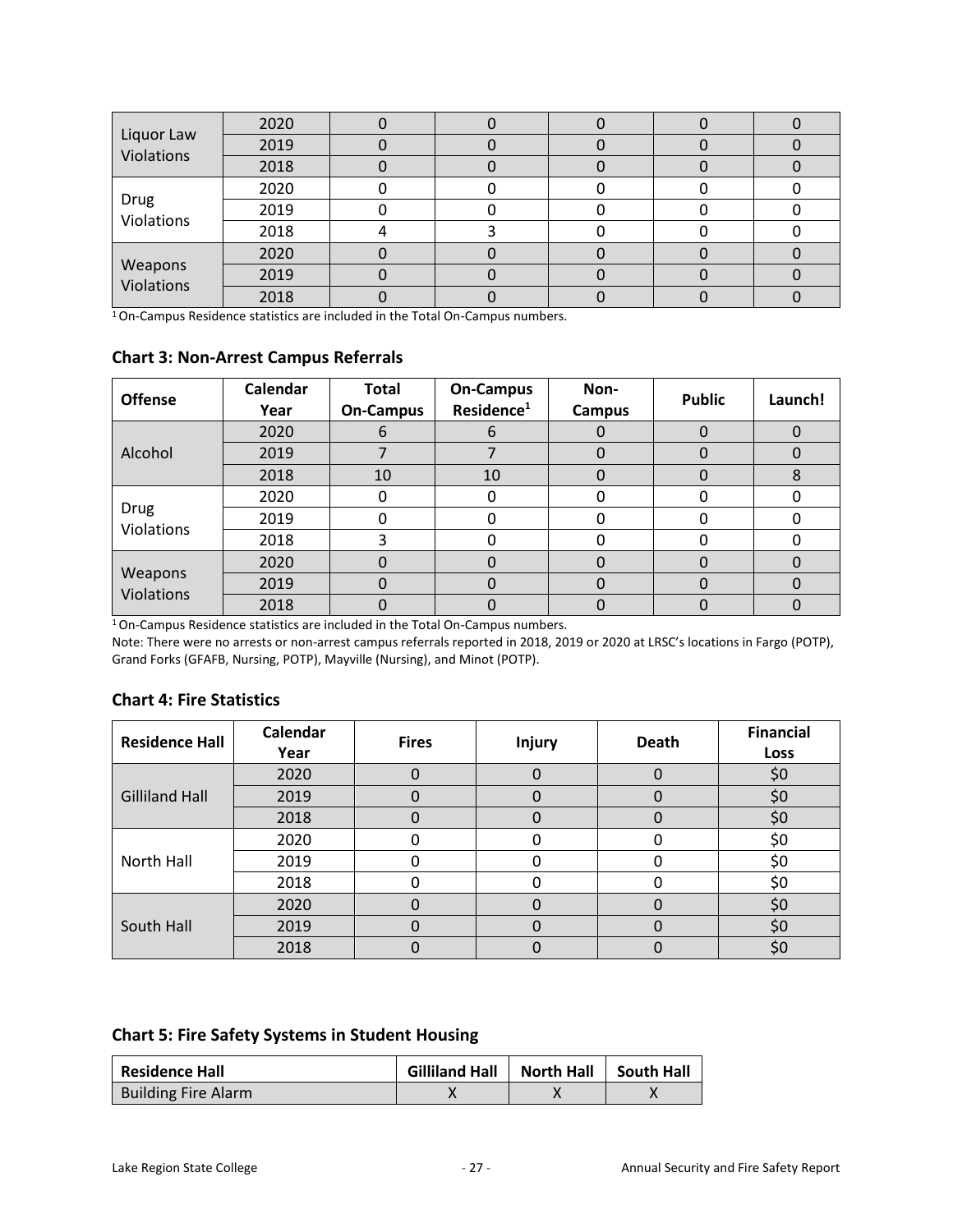| | | | | | | |
|---|---|---|---|---|---|---|
| Liquor Law Violations | 2020 | 0 | 0 | 0 | 0 | 0 |
| | 2019 | 0 | 0 | 0 | 0 | 0 |
| | 2018 | 0 | 0 | 0 | 0 | 0 |
| Drug Violations | 2020 | 0 | 0 | 0 | 0 | 0 |
| | 2019 | 0 | 0 | 0 | 0 | 0 |
| | 2018 | 4 | 3 | 0 | 0 | 0 |
| Weapons Violations | 2020 | 0 | 0 | 0 | 0 | 0 |
| | 2019 | 0 | 0 | 0 | 0 | 0 |
| | 2018 | 0 | 0 | 0 | 0 | 0 |

[1] On-Campus Residence statistics are included in the Total On-Campus numbers.

### Chart 3: Non-Arrest Campus Referrals

| Offense | Calendar Year | Total On-Campus | On-Campus Residence[1] | Non-Campus | Public | Launch! |
|---|---|---|---|---|---|---|
| Alcohol | 2020 | 6 | 6 | 0 | 0 | 0 |
| | 2019 | 7 | 7 | 0 | 0 | 0 |
| | 2018 | 10 | 10 | 0 | 0 | 8 |
| Drug Violations | 2020 | 0 | 0 | 0 | 0 | 0 |
| | 2019 | 0 | 0 | 0 | 0 | 0 |
| | 2018 | 3 | 0 | 0 | 0 | 0 |
| Weapons Violations | 2020 | 0 | 0 | 0 | 0 | 0 |
| | 2019 | 0 | 0 | 0 | 0 | 0 |
| | 2018 | 0 | 0 | 0 | 0 | 0 |

[1] On-Campus Residence statistics are included in the Total On-Campus numbers.

Note: There were no arrests or non-arrest campus referrals reported in 2018, 2019 or 2020 at LRSC's locations in Fargo (POTP), Grand Forks (GFAFB, Nursing, POTP), Mayville (Nursing), and Minot (POTP).

### Chart 4: Fire Statistics

| Residence Hall | Calendar Year | Fires | Injury | Death | Financial Loss |
|---|---|---|---|---|---|
| Gilliland Hall | 2020 | 0 | 0 | 0 | $0 |
| | 2019 | 0 | 0 | 0 | $0 |
| | 2018 | 0 | 0 | 0 | $0 |
| North Hall | 2020 | 0 | 0 | 0 | $0 |
| | 2019 | 0 | 0 | 0 | $0 |
| | 2018 | 0 | 0 | 0 | $0 |
| South Hall | 2020 | 0 | 0 | 0 | $0 |
| | 2019 | 0 | 0 | 0 | $0 |
| | 2018 | 0 | 0 | 0 | $0 |

### Chart 5: Fire Safety Systems in Student Housing

| Residence Hall | Gilliland Hall | North Hall | South Hall |
|---|---|---|---|
| Building Fire Alarm | X | X | X |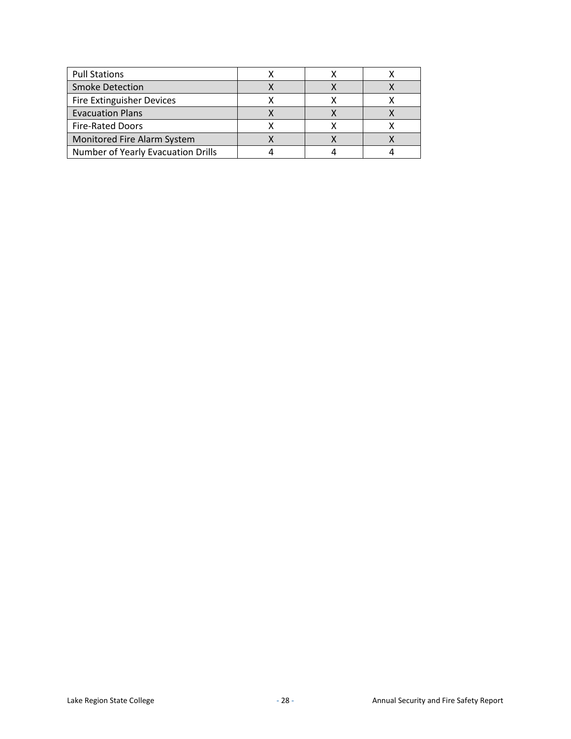| | | | |
|---|---|---|---|
| Pull Stations | X | X | X |
| Smoke Detection | X | X | X |
| Fire Extinguisher Devices | X | X | X |
| Evacuation Plans | X | X | X |
| Fire-Rated Doors | X | X | X |
| Monitored Fire Alarm System | X | X | X |
| Number of Yearly Evacuation Drills | 4 | 4 | 4 |